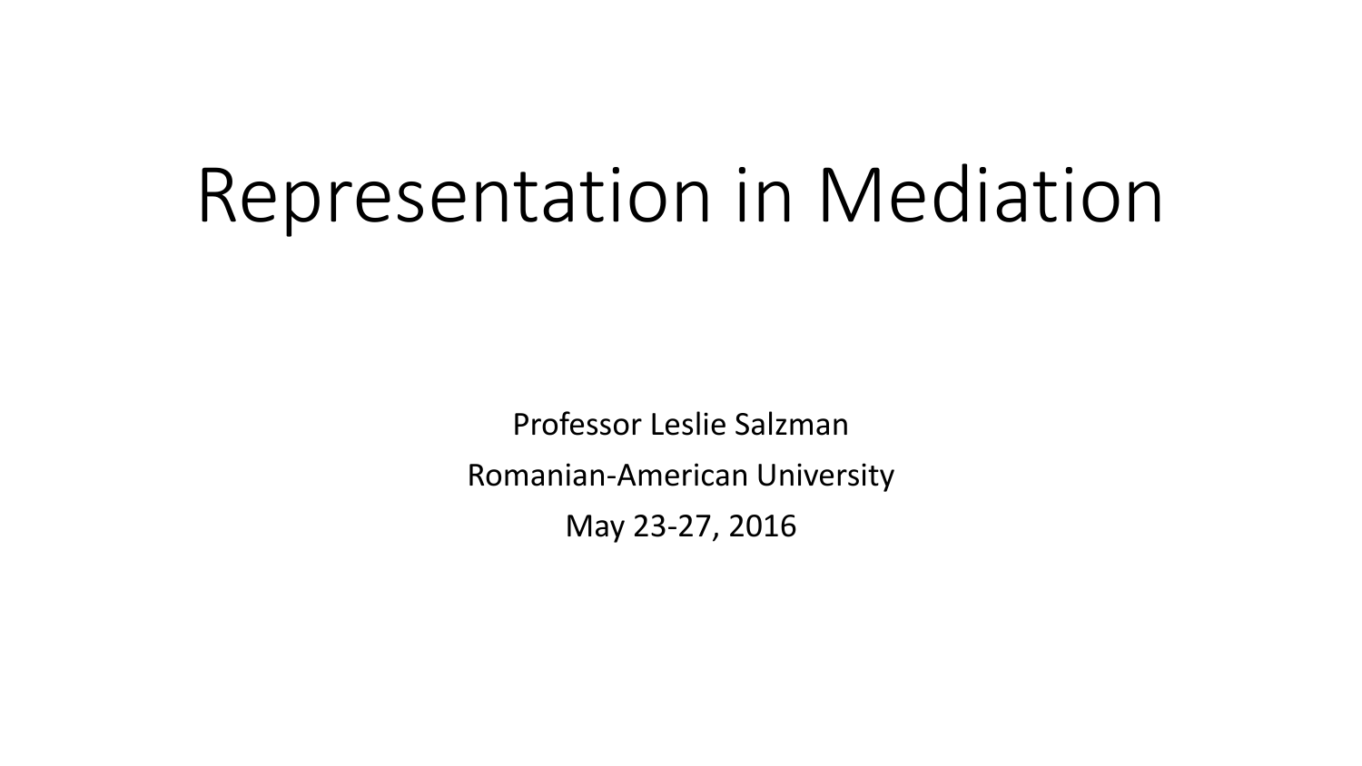# Representation in Mediation

Professor Leslie Salzman

Romanian-American University

May 23-27, 2016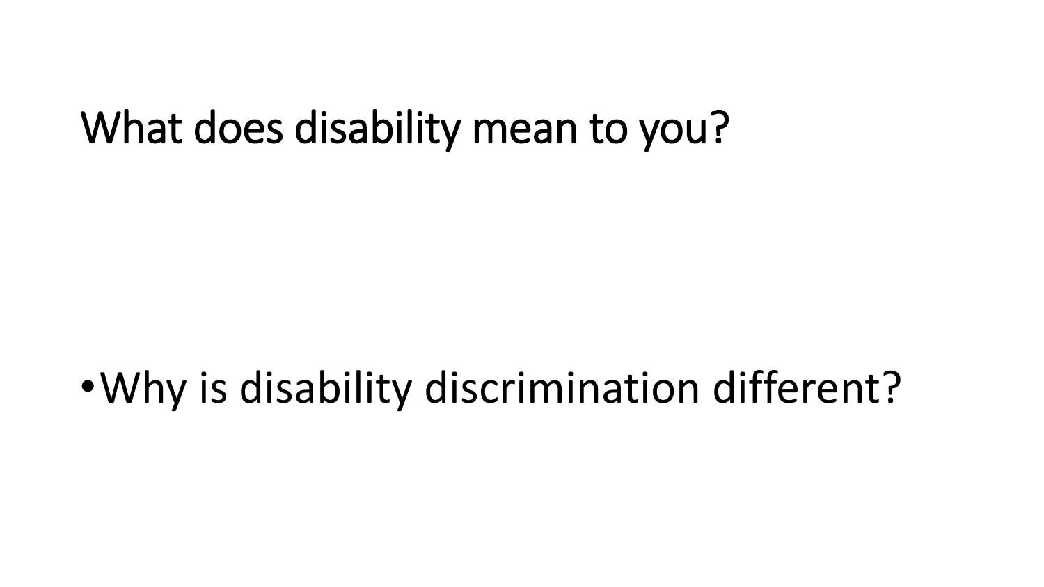# What does disability mean to you?

- Why is disability discrimination different?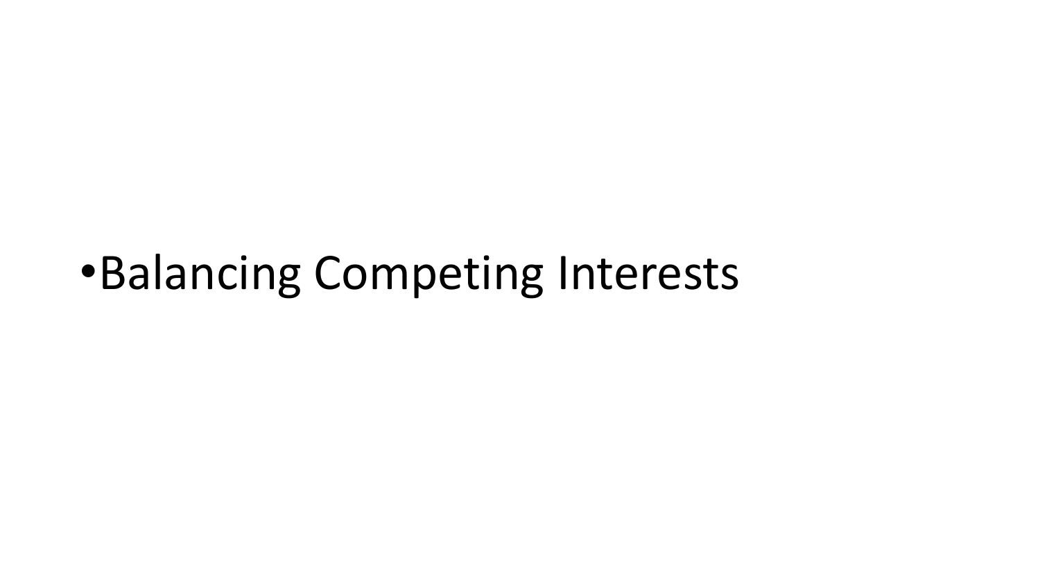- Balancing Competing Interests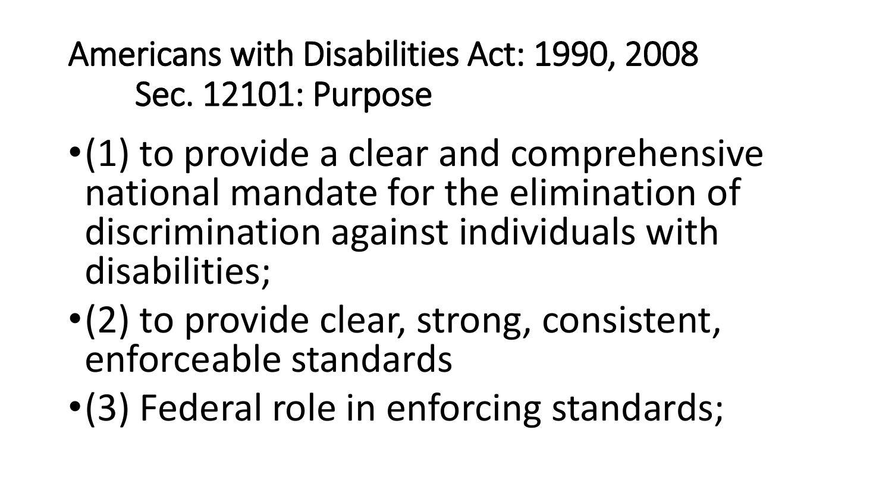# Americans with Disabilities Act: 1990, 2008

## Sec. 12101: Purpose

- (1) to provide a clear and comprehensive national mandate for the elimination of discrimination against individuals with disabilities;
- (2) to provide clear, strong, consistent, enforceable standards
- (3) Federal role in enforcing standards;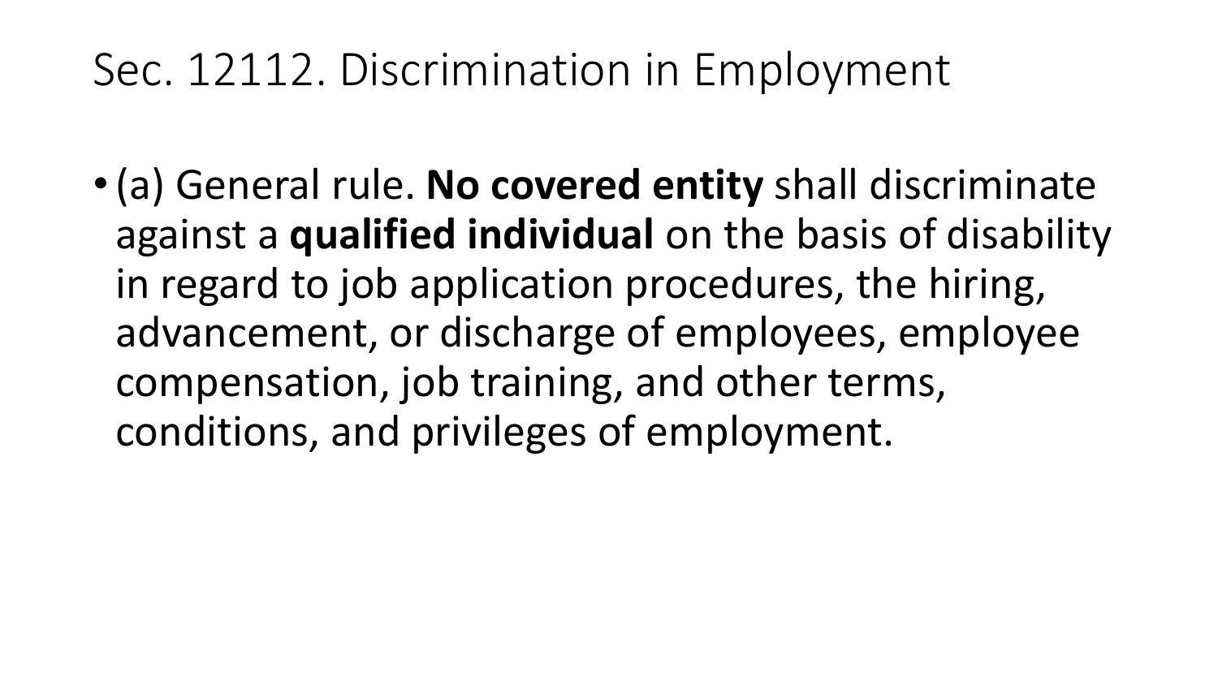# Sec. 12112. Discrimination in Employment

- (a) General rule. **No covered entity** shall discriminate against a **qualified individual** on the basis of disability in regard to job application procedures, the hiring, advancement, or discharge of employees, employee compensation, job training, and other terms, conditions, and privileges of employment.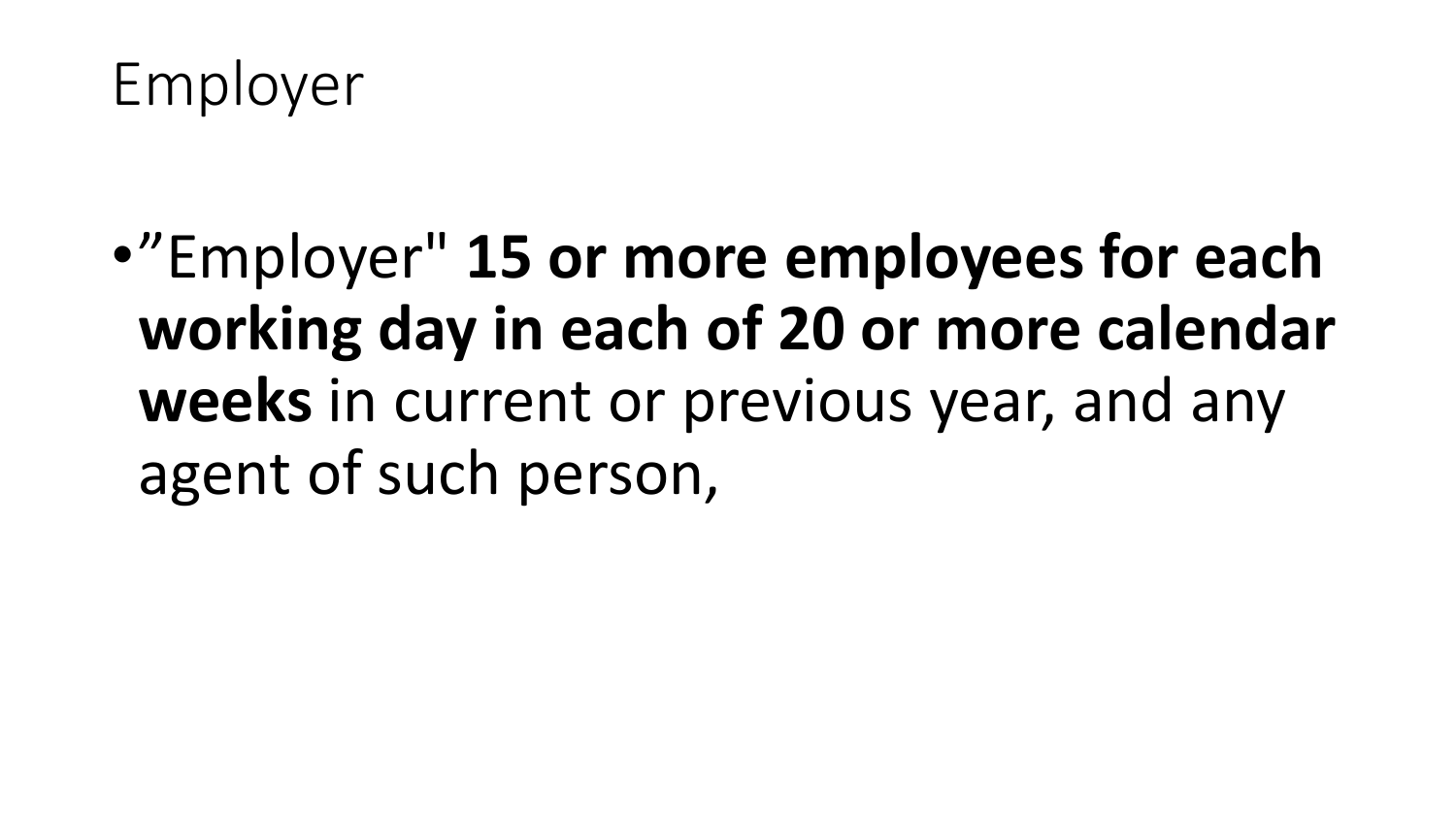# Employer

- ”Employer" **15 or more employees for each working day in each of 20 or more calendar weeks** in current or previous year, and any agent of such person,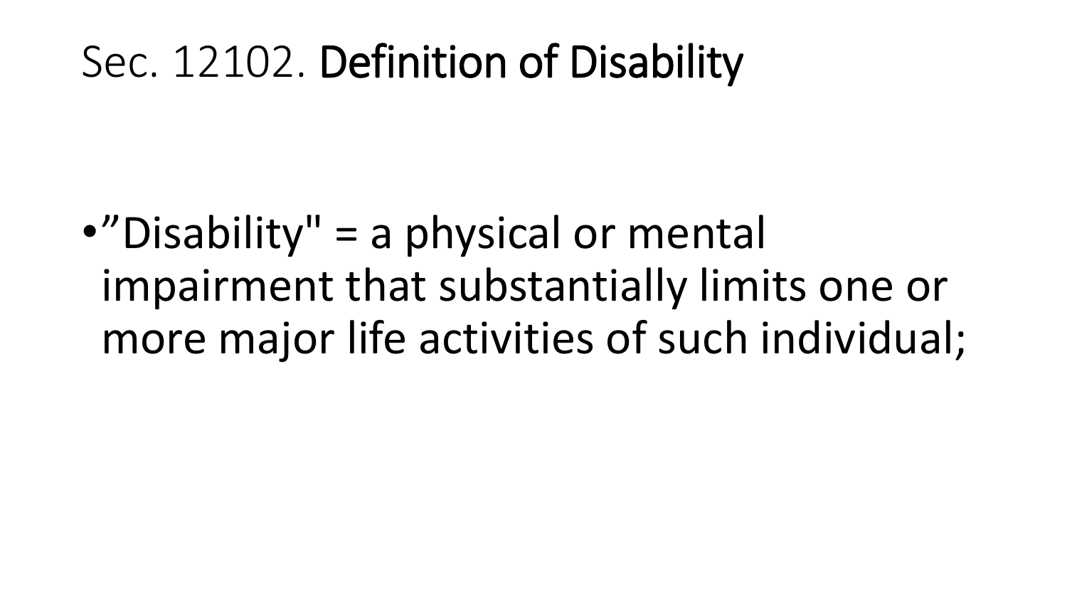# Sec. 12102. **Definition of Disability**

- ”Disability" = a physical or mental impairment that substantially limits one or more major life activities of such individual;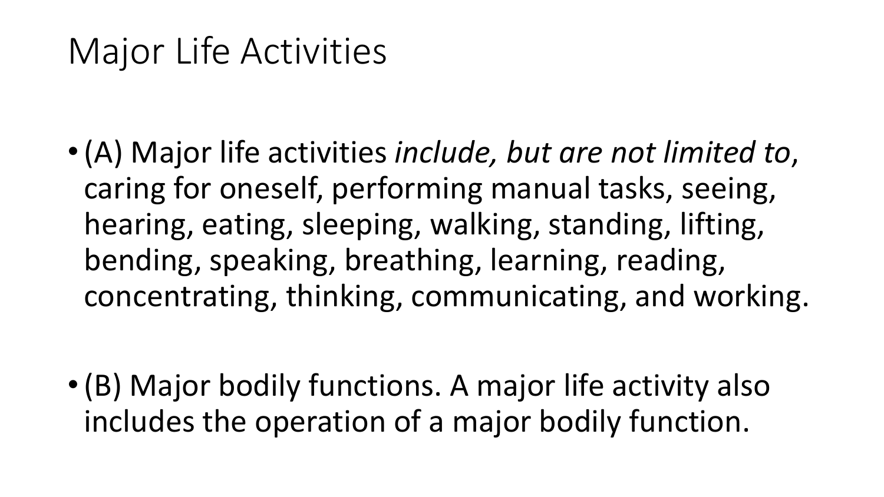# Major Life Activities

- (A) Major life activities *include, but are not limited to*, caring for oneself, performing manual tasks, seeing, hearing, eating, sleeping, walking, standing, lifting, bending, speaking, breathing, learning, reading, concentrating, thinking, communicating, and working.

- (B) Major bodily functions. A major life activity also includes the operation of a major bodily function.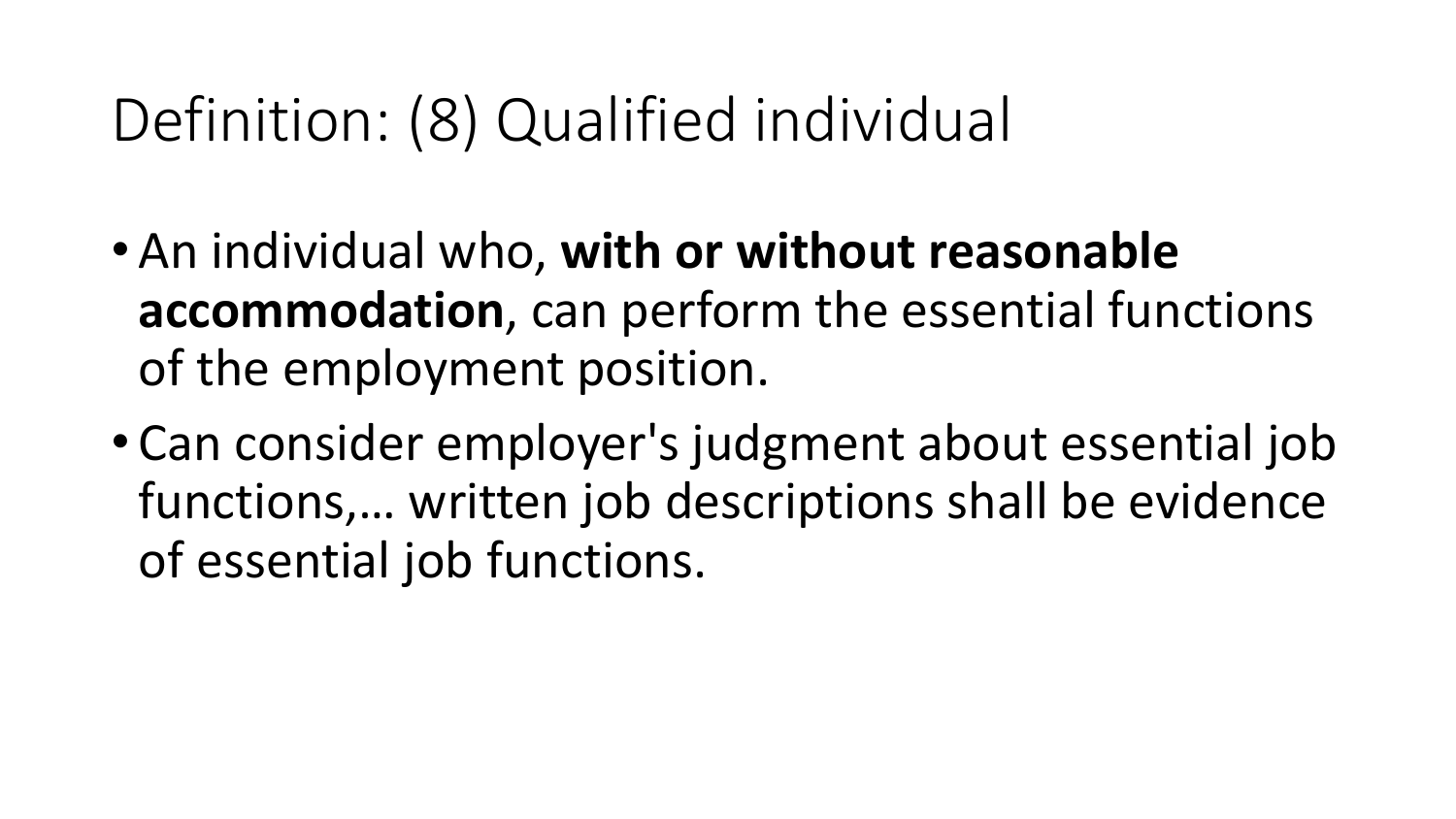# Definition: (8) Qualified individual

- An individual who, **with or without reasonable accommodation**, can perform the essential functions of the employment position.
- Can consider employer's judgment about essential job functions,… written job descriptions shall be evidence of essential job functions.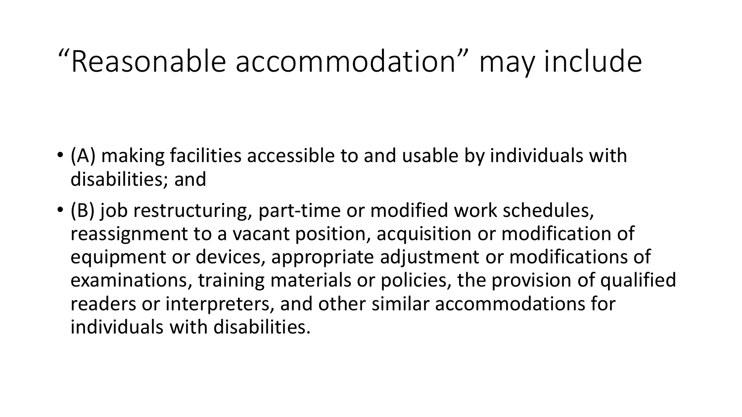# “Reasonable accommodation” may include

- (A) making facilities accessible to and usable by individuals with disabilities; and
- (B) job restructuring, part-time or modified work schedules, reassignment to a vacant position, acquisition or modification of equipment or devices, appropriate adjustment or modifications of examinations, training materials or policies, the provision of qualified readers or interpreters, and other similar accommodations for individuals with disabilities.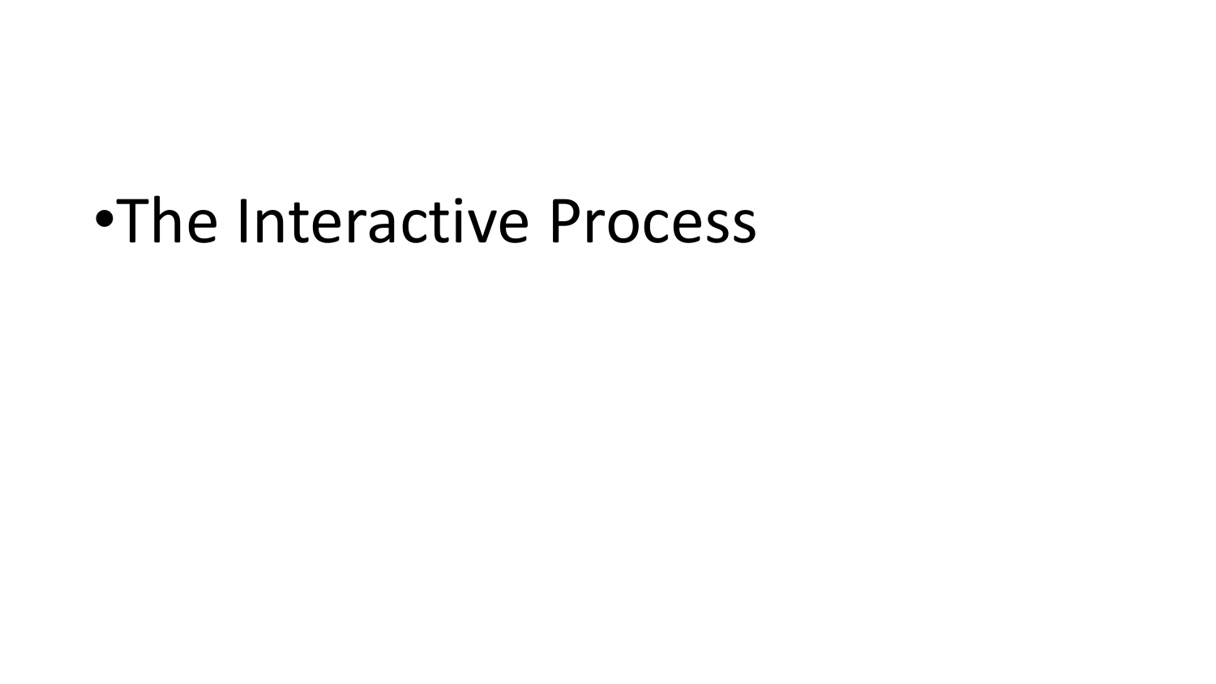- The Interactive Process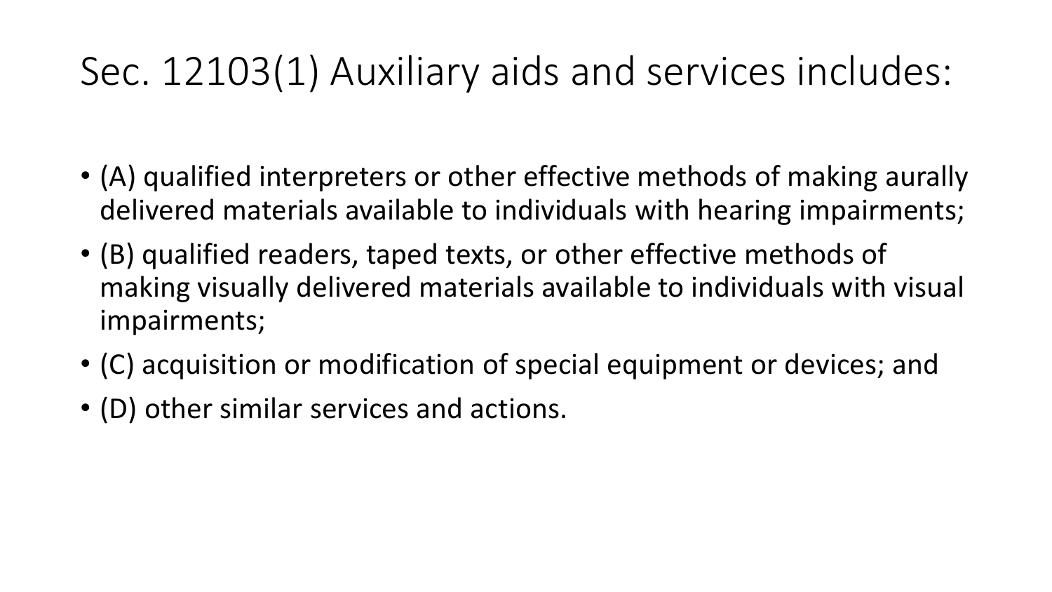# Sec. 12103(1) Auxiliary aids and services includes:

- (A) qualified interpreters or other effective methods of making aurally delivered materials available to individuals with hearing impairments;
- (B) qualified readers, taped texts, or other effective methods of making visually delivered materials available to individuals with visual impairments;
- (C) acquisition or modification of special equipment or devices; and
- (D) other similar services and actions.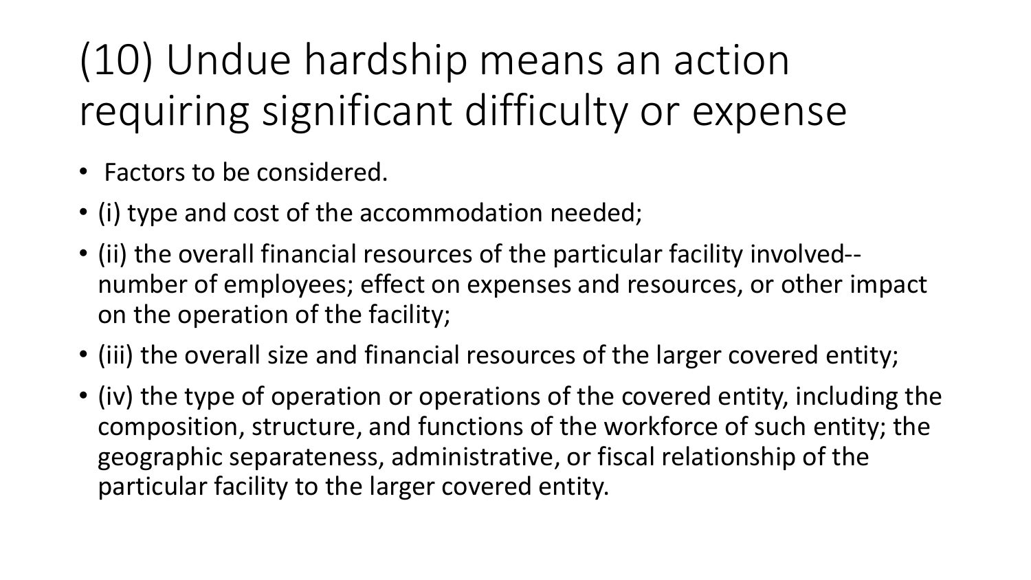# (10) Undue hardship means an action requiring significant difficulty or expense

- Factors to be considered.
- (i) type and cost of the accommodation needed;
- (ii) the overall financial resources of the particular facility involved-- number of employees; effect on expenses and resources, or other impact on the operation of the facility;
- (iii) the overall size and financial resources of the larger covered entity;
- (iv) the type of operation or operations of the covered entity, including the composition, structure, and functions of the workforce of such entity; the geographic separateness, administrative, or fiscal relationship of the particular facility to the larger covered entity.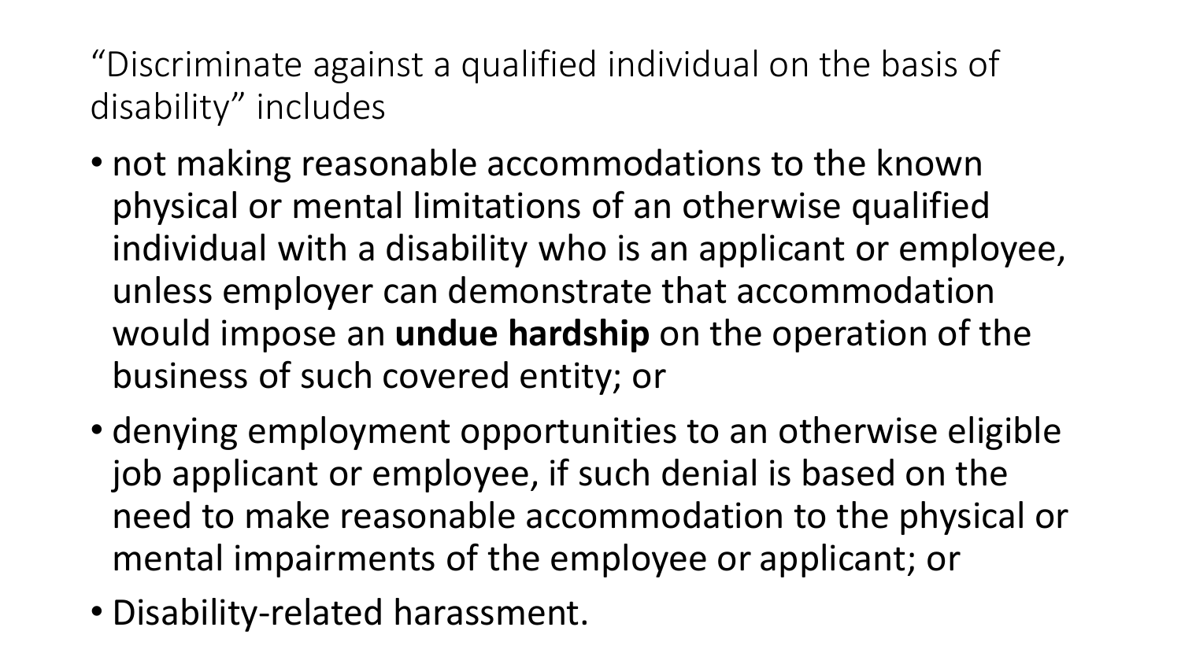“Discriminate against a qualified individual on the basis of disability” includes

- not making reasonable accommodations to the known physical or mental limitations of an otherwise qualified individual with a disability who is an applicant or employee, unless employer can demonstrate that accommodation would impose an **undue hardship** on the operation of the business of such covered entity; or
- denying employment opportunities to an otherwise eligible job applicant or employee, if such denial is based on the need to make reasonable accommodation to the physical or mental impairments of the employee or applicant; or
- Disability-related harassment.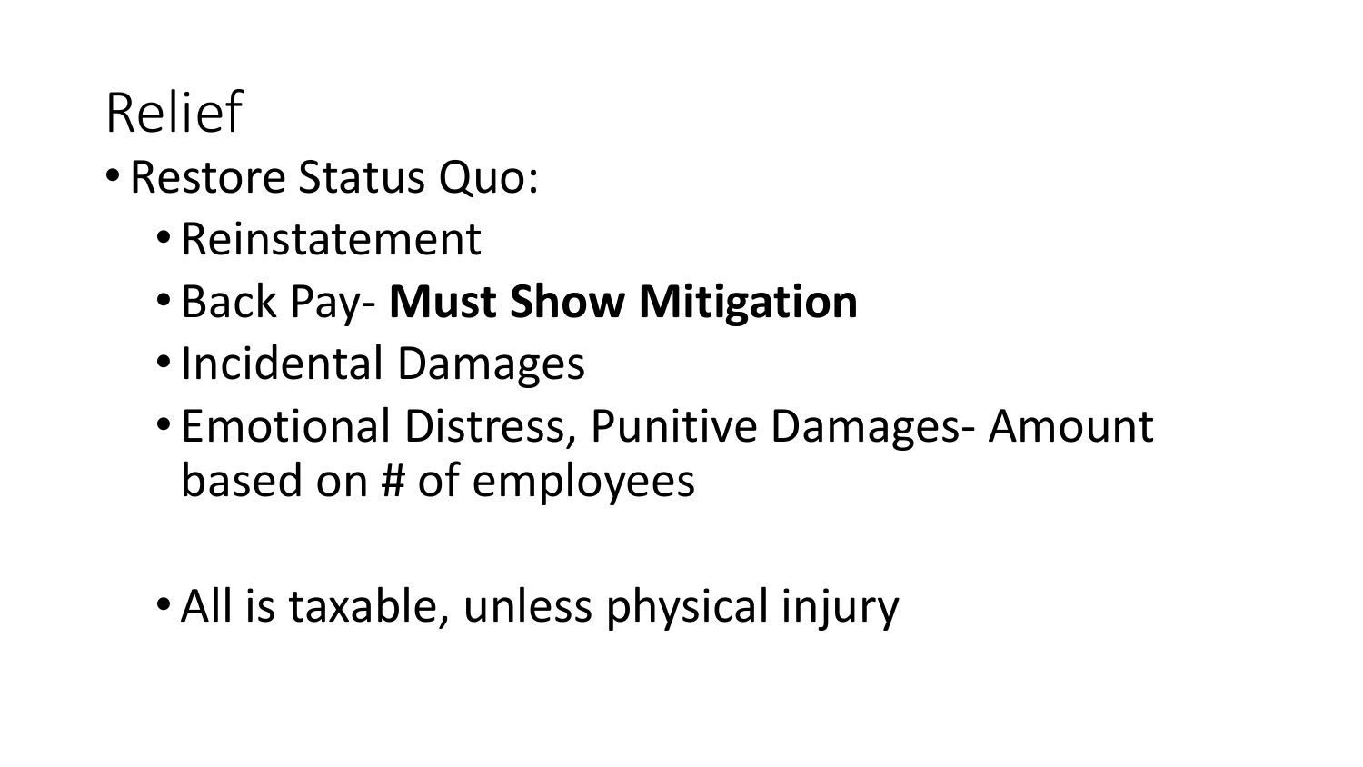# Relief

- Restore Status Quo:
  - Reinstatement
  - Back Pay- **Must Show Mitigation**
  - Incidental Damages
  - Emotional Distress, Punitive Damages- Amount based on # of employees

  - All is taxable, unless physical injury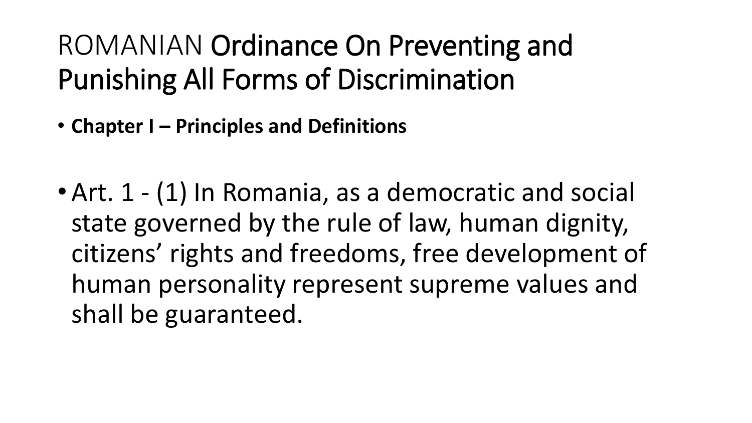# ROMANIAN Ordinance On Preventing and Punishing All Forms of Discrimination

- **Chapter I – Principles and Definitions**

- Art. 1 - (1) In Romania, as a democratic and social state governed by the rule of law, human dignity, citizens' rights and freedoms, free development of human personality represent supreme values and shall be guaranteed.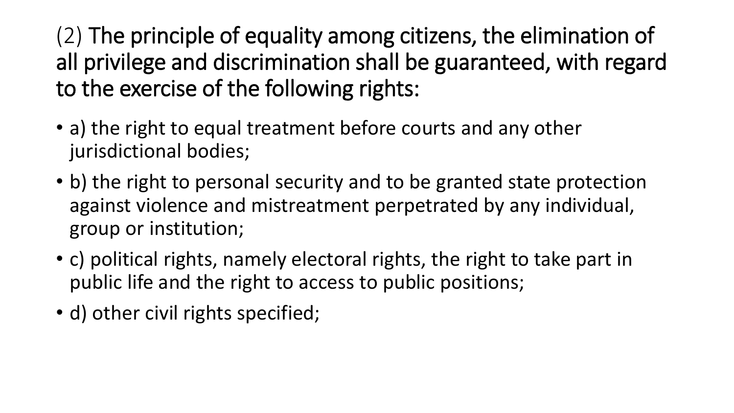(2) The principle of equality among citizens, the elimination of all privilege and discrimination shall be guaranteed, with regard to the exercise of the following rights:

- a) the right to equal treatment before courts and any other jurisdictional bodies;
- b) the right to personal security and to be granted state protection against violence and mistreatment perpetrated by any individual, group or institution;
- c) political rights, namely electoral rights, the right to take part in public life and the right to access to public positions;
- d) other civil rights specified;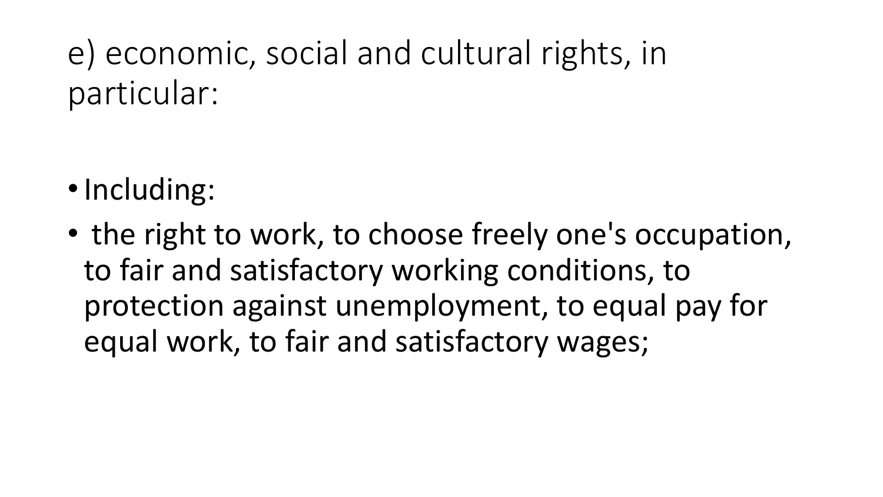# e) economic, social and cultural rights, in particular:

- Including:
- the right to work, to choose freely one's occupation, to fair and satisfactory working conditions, to protection against unemployment, to equal pay for equal work, to fair and satisfactory wages;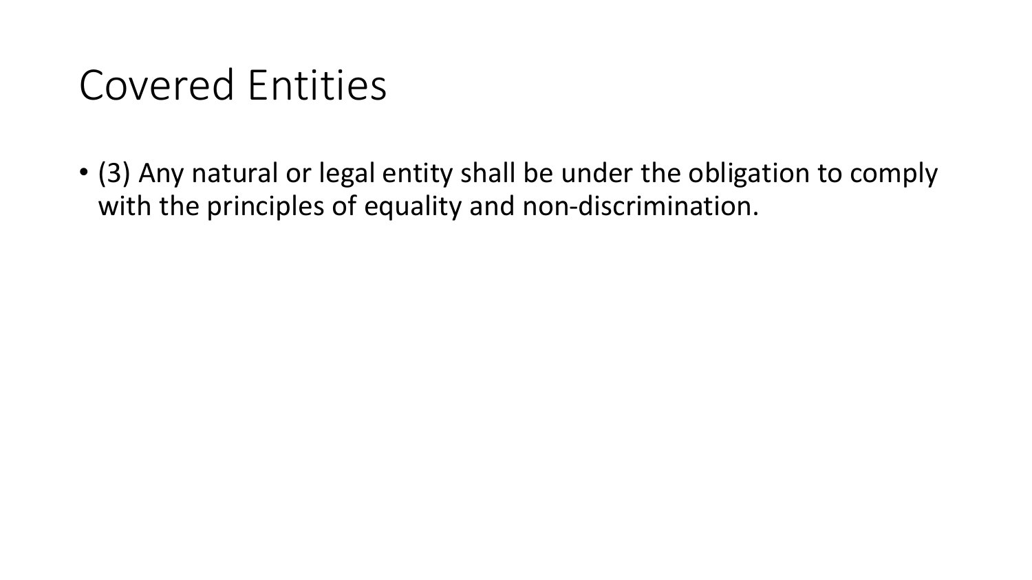# Covered Entities

- (3) Any natural or legal entity shall be under the obligation to comply with the principles of equality and non-discrimination.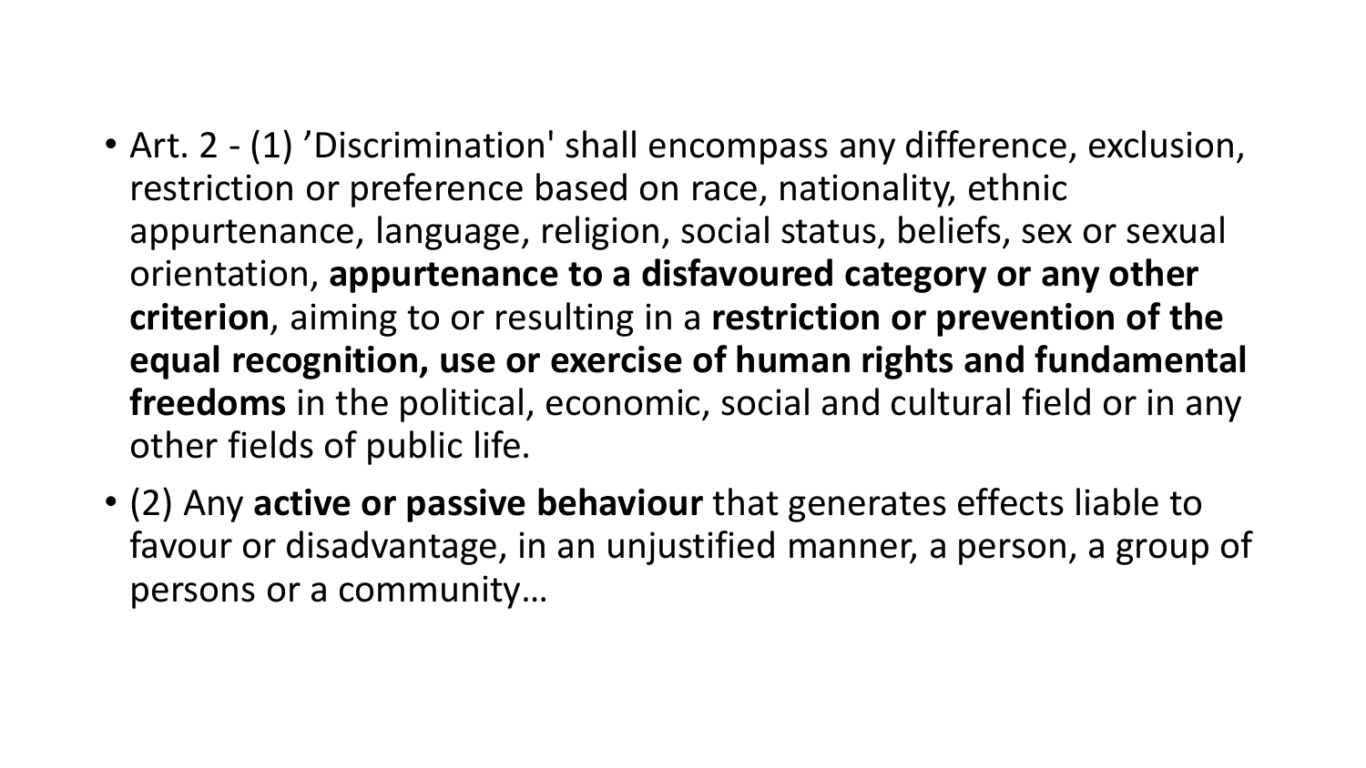- Art. 2 - (1) ’Discrimination' shall encompass any difference, exclusion, restriction or preference based on race, nationality, ethnic appurtenance, language, religion, social status, beliefs, sex or sexual orientation, **appurtenance to a disfavoured category or any other criterion**, aiming to or resulting in a **restriction or prevention of the equal recognition, use or exercise of human rights and fundamental freedoms** in the political, economic, social and cultural field or in any other fields of public life.
- (2) Any **active or passive behaviour** that generates effects liable to favour or disadvantage, in an unjustified manner, a person, a group of persons or a community…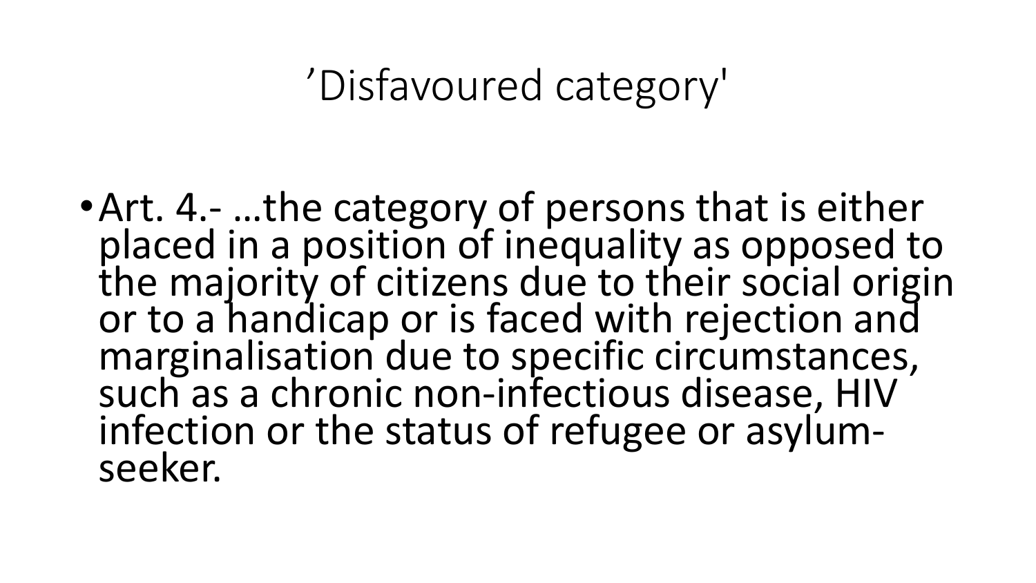# ’Disfavoured category'

- Art. 4.- …the category of persons that is either placed in a position of inequality as opposed to the majority of citizens due to their social origin or to a handicap or is faced with rejection and marginalisation due to specific circumstances, such as a chronic non-infectious disease, HIV infection or the status of refugee or asylum-seeker.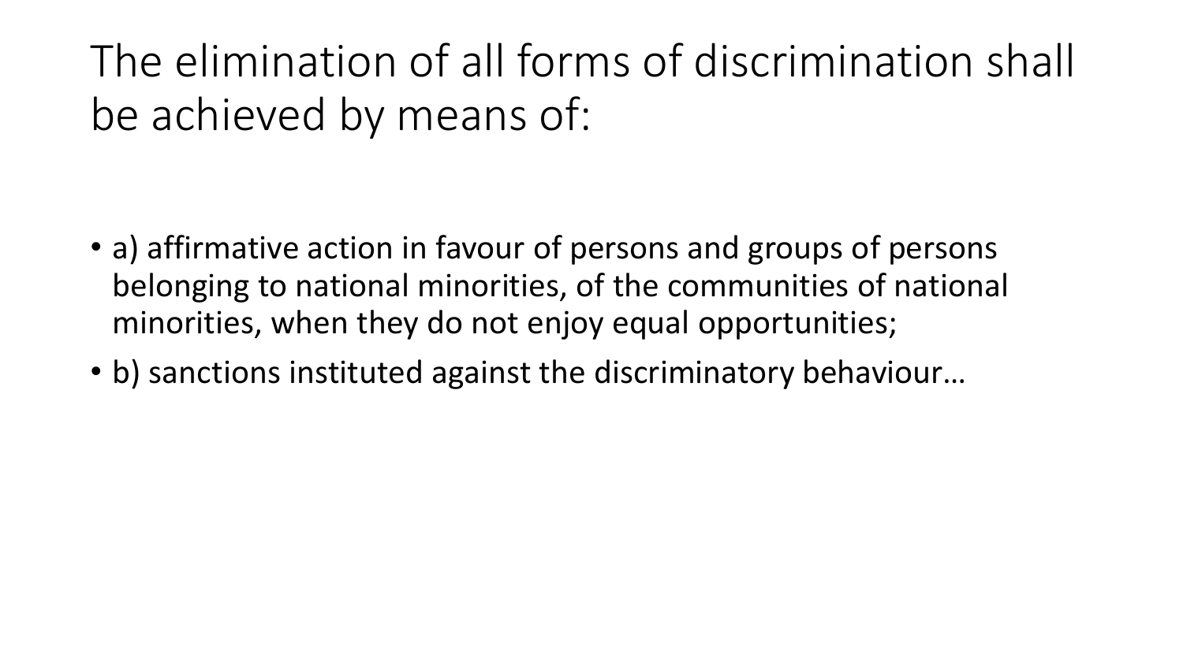# The elimination of all forms of discrimination shall be achieved by means of:

- a) affirmative action in favour of persons and groups of persons belonging to national minorities, of the communities of national minorities, when they do not enjoy equal opportunities;
- b) sanctions instituted against the discriminatory behaviour…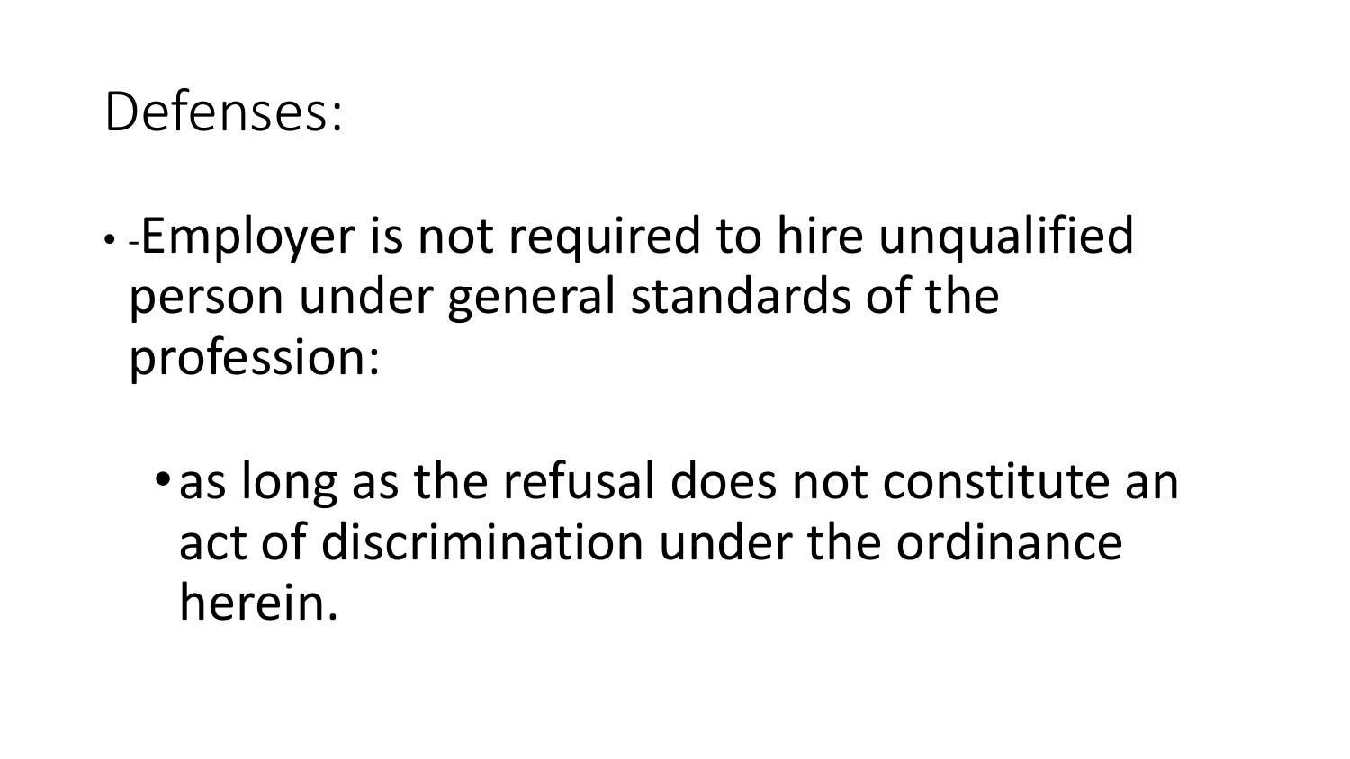# Defenses:

- -Employer is not required to hire unqualified person under general standards of the profession:
  - as long as the refusal does not constitute an act of discrimination under the ordinance herein.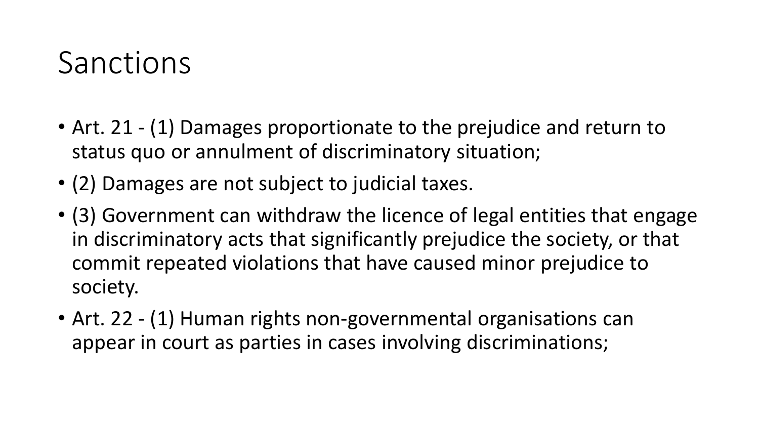# Sanctions

- Art. 21 - (1) Damages proportionate to the prejudice and return to status quo or annulment of discriminatory situation;
- (2) Damages are not subject to judicial taxes.
- (3) Government can withdraw the licence of legal entities that engage in discriminatory acts that significantly prejudice the society, or that commit repeated violations that have caused minor prejudice to society.
- Art. 22 - (1) Human rights non-governmental organisations can appear in court as parties in cases involving discriminations;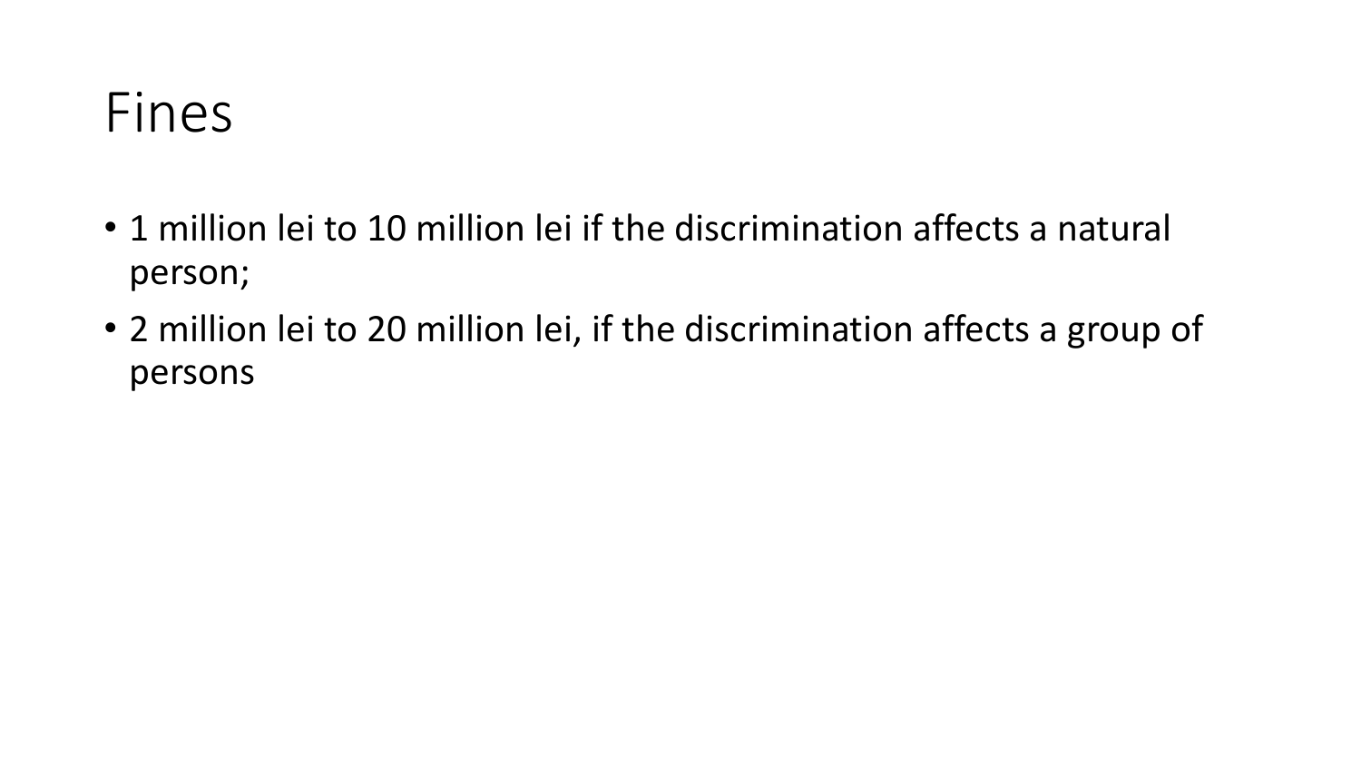# Fines

- 1 million lei to 10 million lei if the discrimination affects a natural person;
- 2 million lei to 20 million lei, if the discrimination affects a group of persons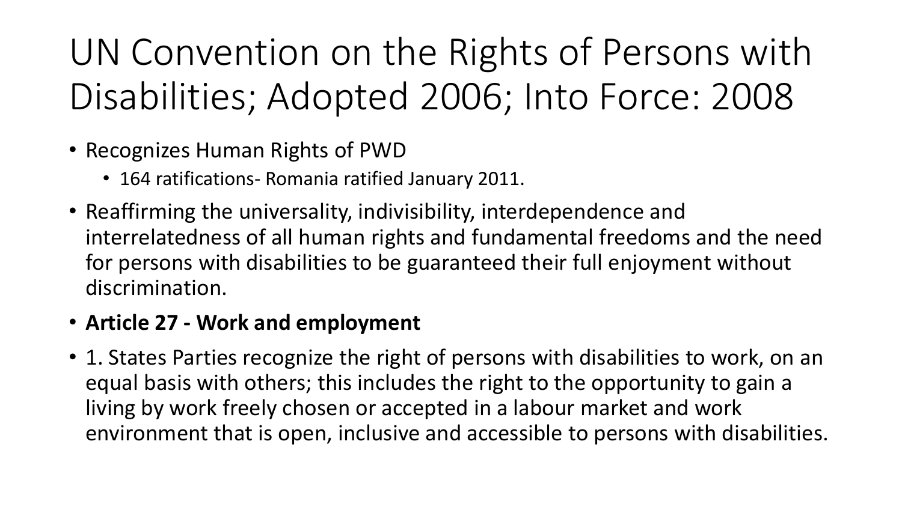# UN Convention on the Rights of Persons with Disabilities; Adopted 2006; Into Force: 2008

- Recognizes Human Rights of PWD
  - 164 ratifications- Romania ratified January 2011.
- Reaffirming the universality, indivisibility, interdependence and interrelatedness of all human rights and fundamental freedoms and the need for persons with disabilities to be guaranteed their full enjoyment without discrimination.
- **Article 27 - Work and employment**
- 1. States Parties recognize the right of persons with disabilities to work, on an equal basis with others; this includes the right to the opportunity to gain a living by work freely chosen or accepted in a labour market and work environment that is open, inclusive and accessible to persons with disabilities.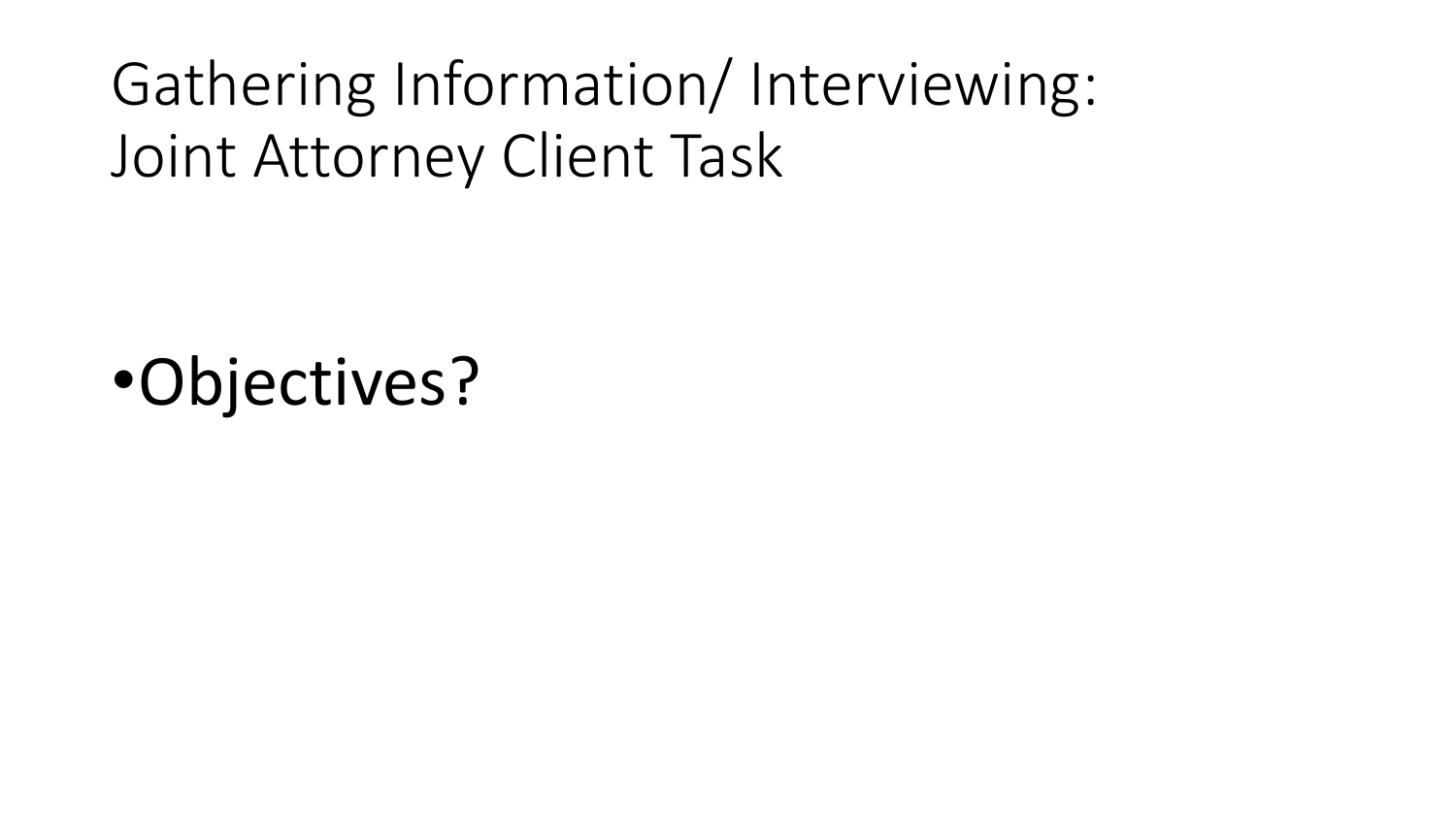# Gathering Information/ Interviewing: Joint Attorney Client Task

- Objectives?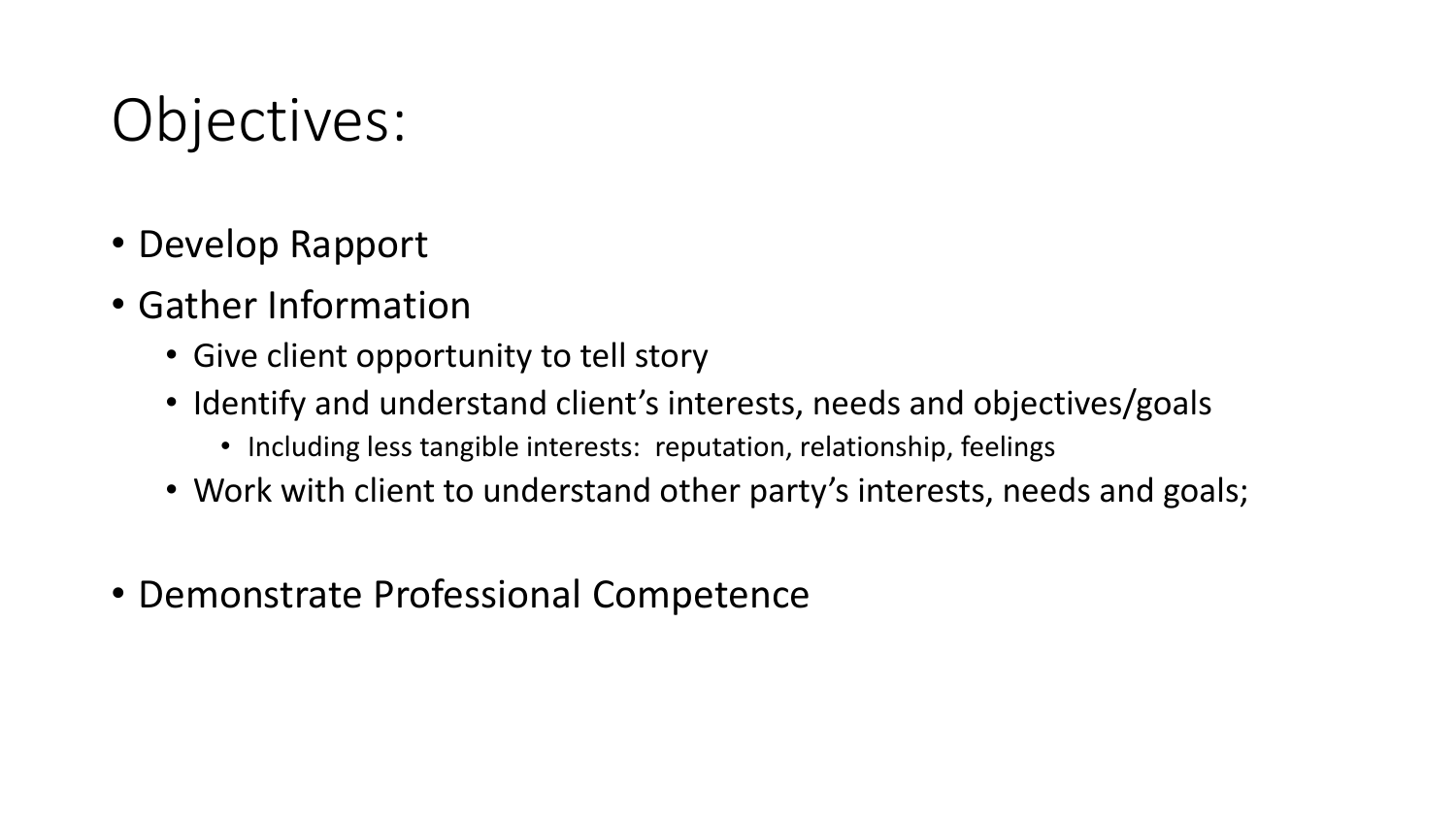# Objectives:

- Develop Rapport
- Gather Information
  - Give client opportunity to tell story
  - Identify and understand client's interests, needs and objectives/goals
    - Including less tangible interests: reputation, relationship, feelings
  - Work with client to understand other party's interests, needs and goals;
- Demonstrate Professional Competence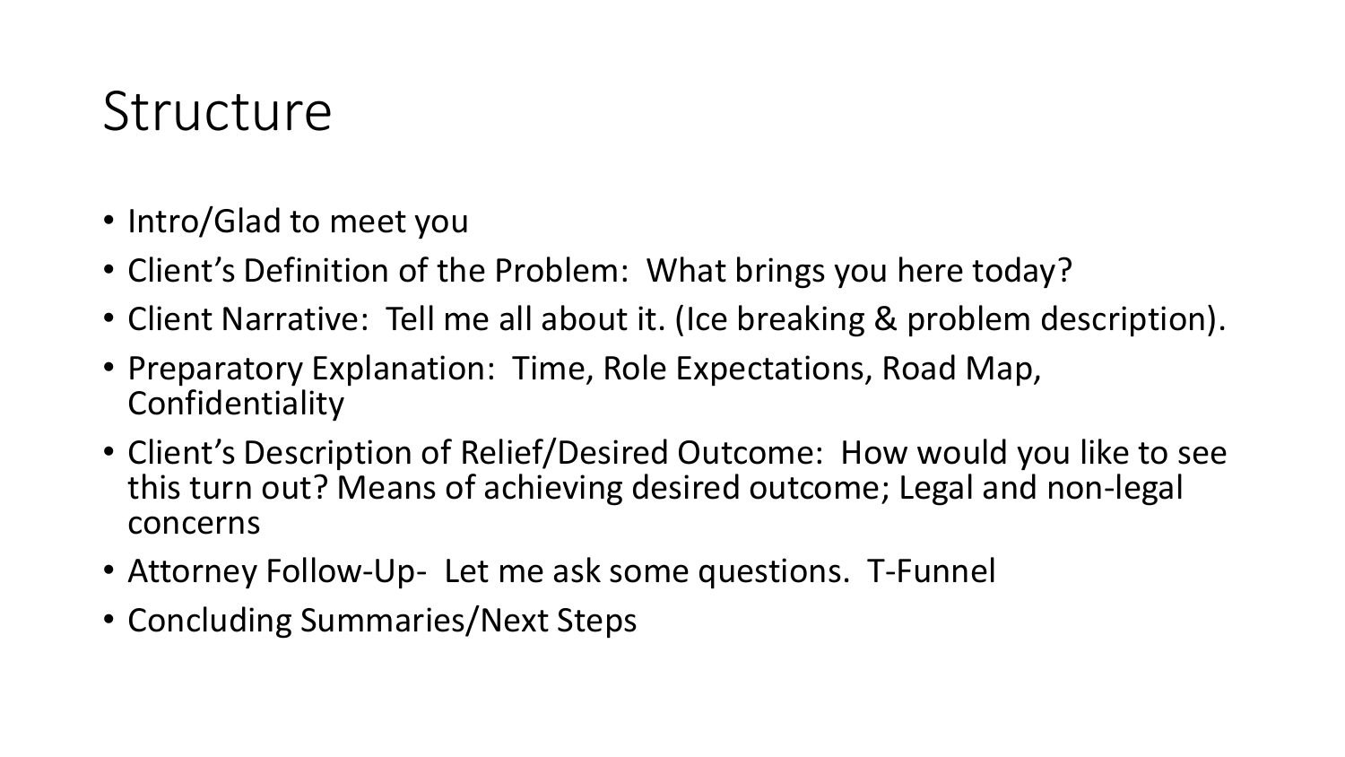# Structure

- Intro/Glad to meet you
- Client's Definition of the Problem:  What brings you here today?
- Client Narrative:  Tell me all about it. (Ice breaking & problem description).
- Preparatory Explanation:  Time, Role Expectations, Road Map, Confidentiality
- Client's Description of Relief/Desired Outcome:  How would you like to see this turn out? Means of achieving desired outcome; Legal and non-legal concerns
- Attorney Follow-Up-  Let me ask some questions.  T-Funnel
- Concluding Summaries/Next Steps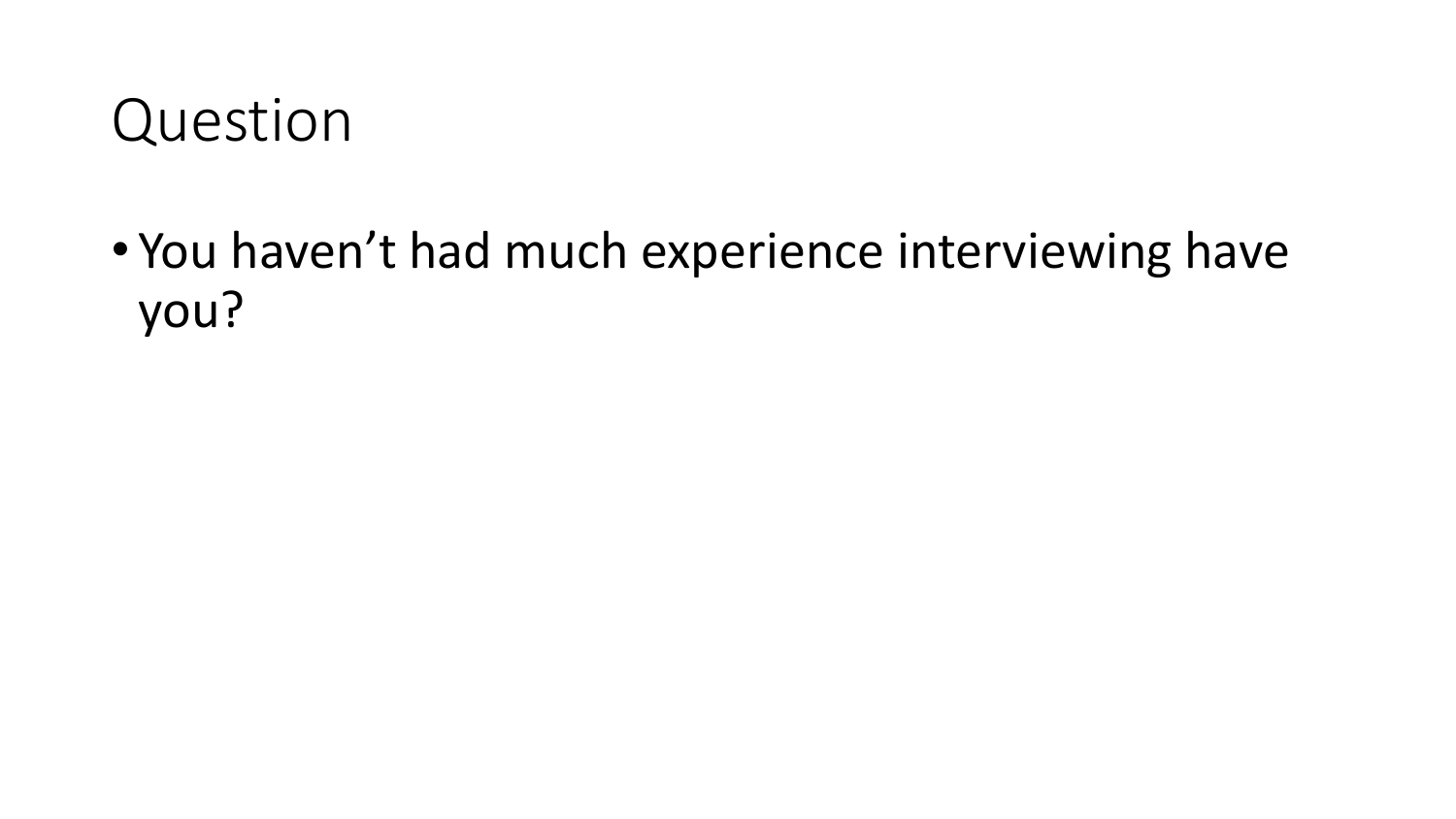# Question

- You haven’t had much experience interviewing have you?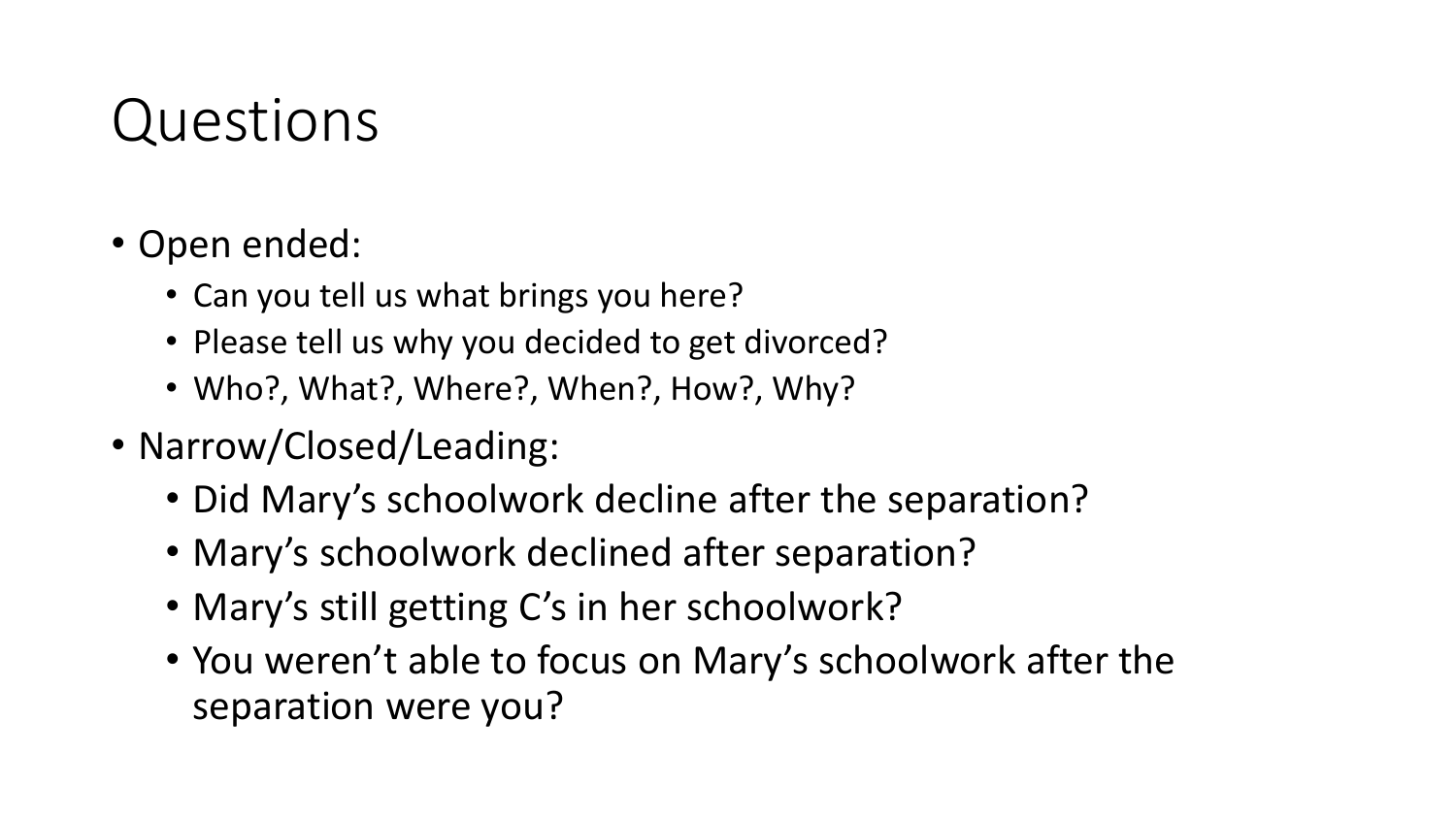# Questions

- Open ended:
  - Can you tell us what brings you here?
  - Please tell us why you decided to get divorced?
  - Who?, What?, Where?, When?, How?, Why?
- Narrow/Closed/Leading:
  - Did Mary's schoolwork decline after the separation?
  - Mary's schoolwork declined after separation?
  - Mary's still getting C's in her schoolwork?
  - You weren't able to focus on Mary's schoolwork after the separation were you?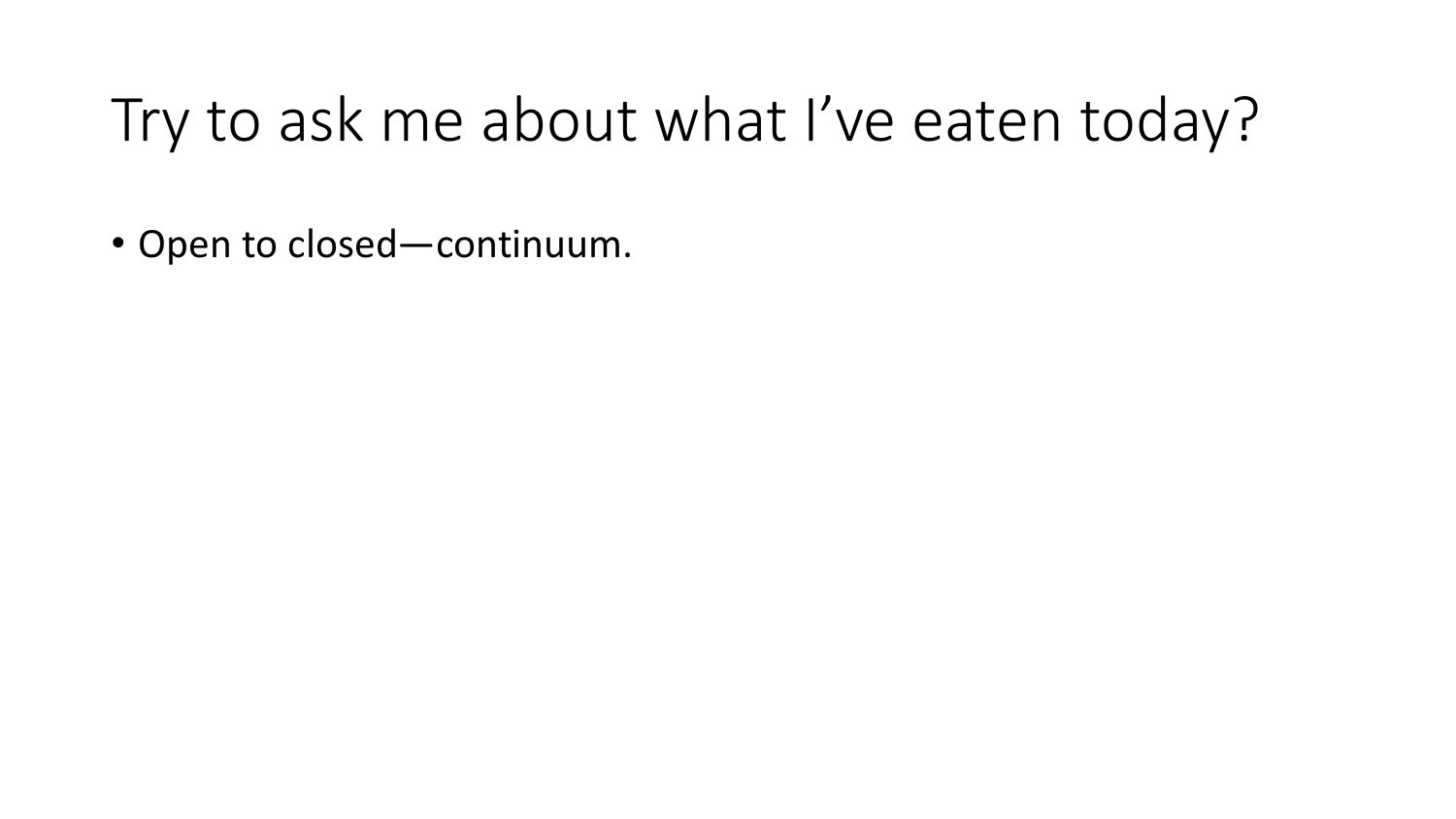# Try to ask me about what I've eaten today?

- Open to closed—continuum.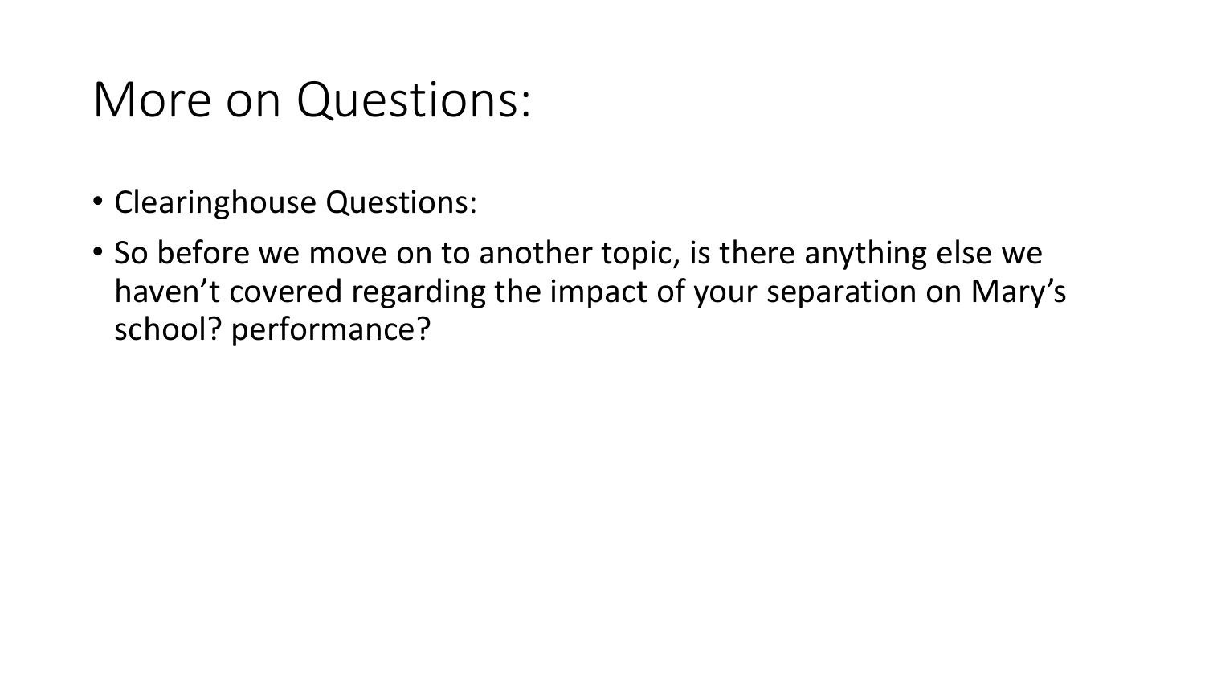# More on Questions:

- Clearinghouse Questions:
- So before we move on to another topic, is there anything else we haven't covered regarding the impact of your separation on Mary's school? performance?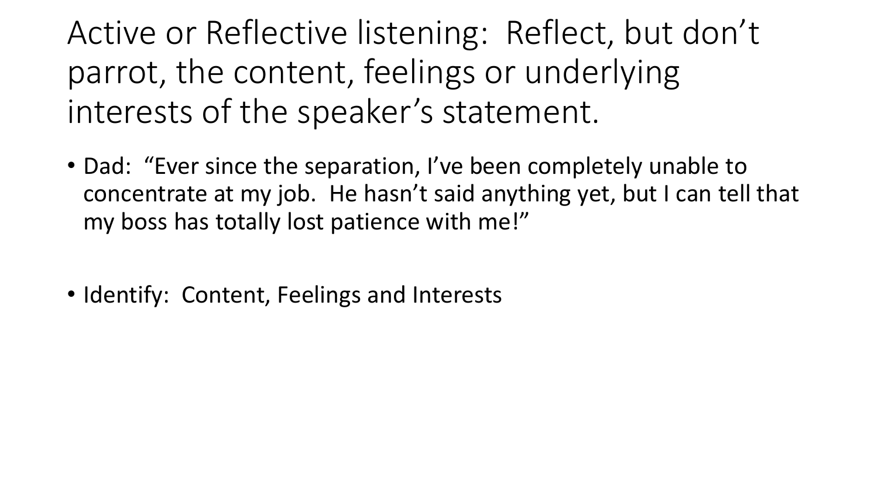# Active or Reflective listening: Reflect, but don't parrot, the content, feelings or underlying interests of the speaker's statement.

- Dad: "Ever since the separation, I've been completely unable to concentrate at my job. He hasn't said anything yet, but I can tell that my boss has totally lost patience with me!"
- Identify: Content, Feelings and Interests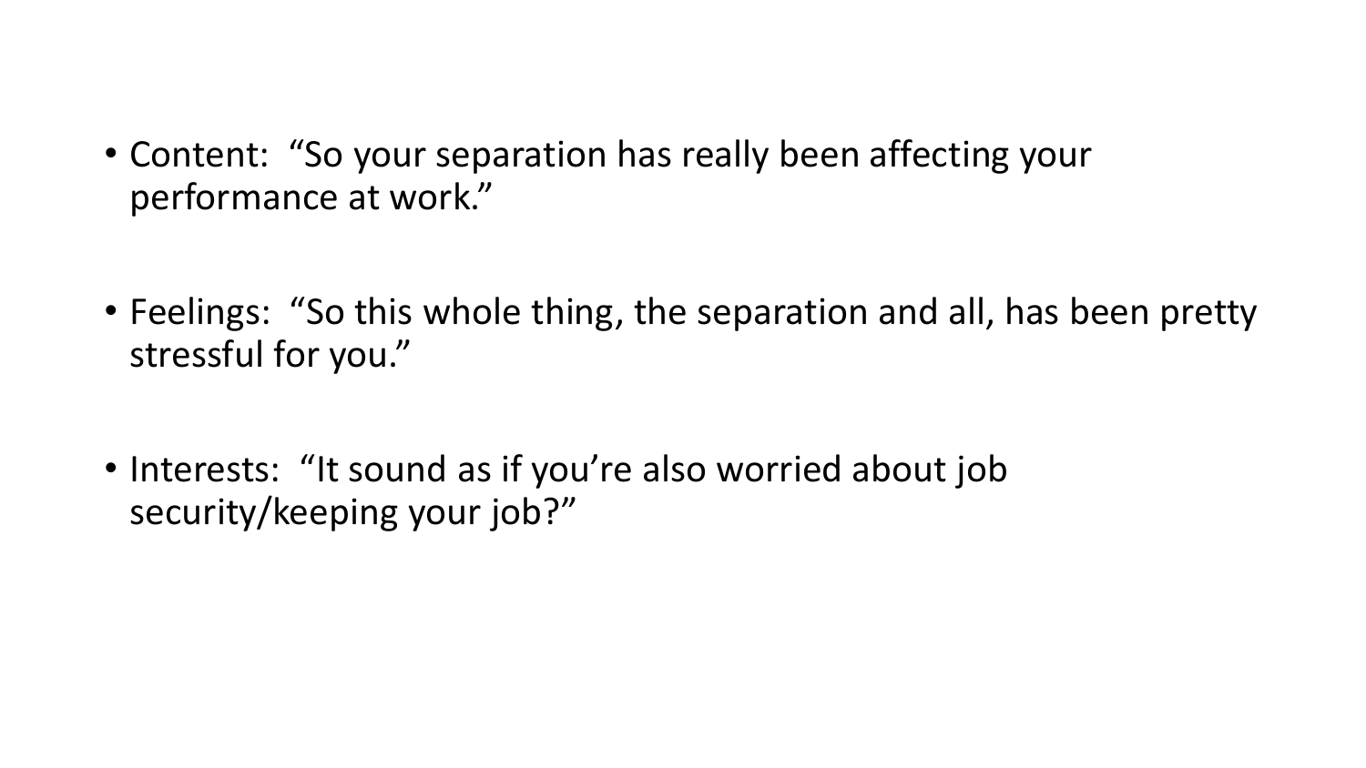- Content: “So your separation has really been affecting your performance at work.”

- Feelings: “So this whole thing, the separation and all, has been pretty stressful for you.”

- Interests: “It sound as if you’re also worried about job security/keeping your job?”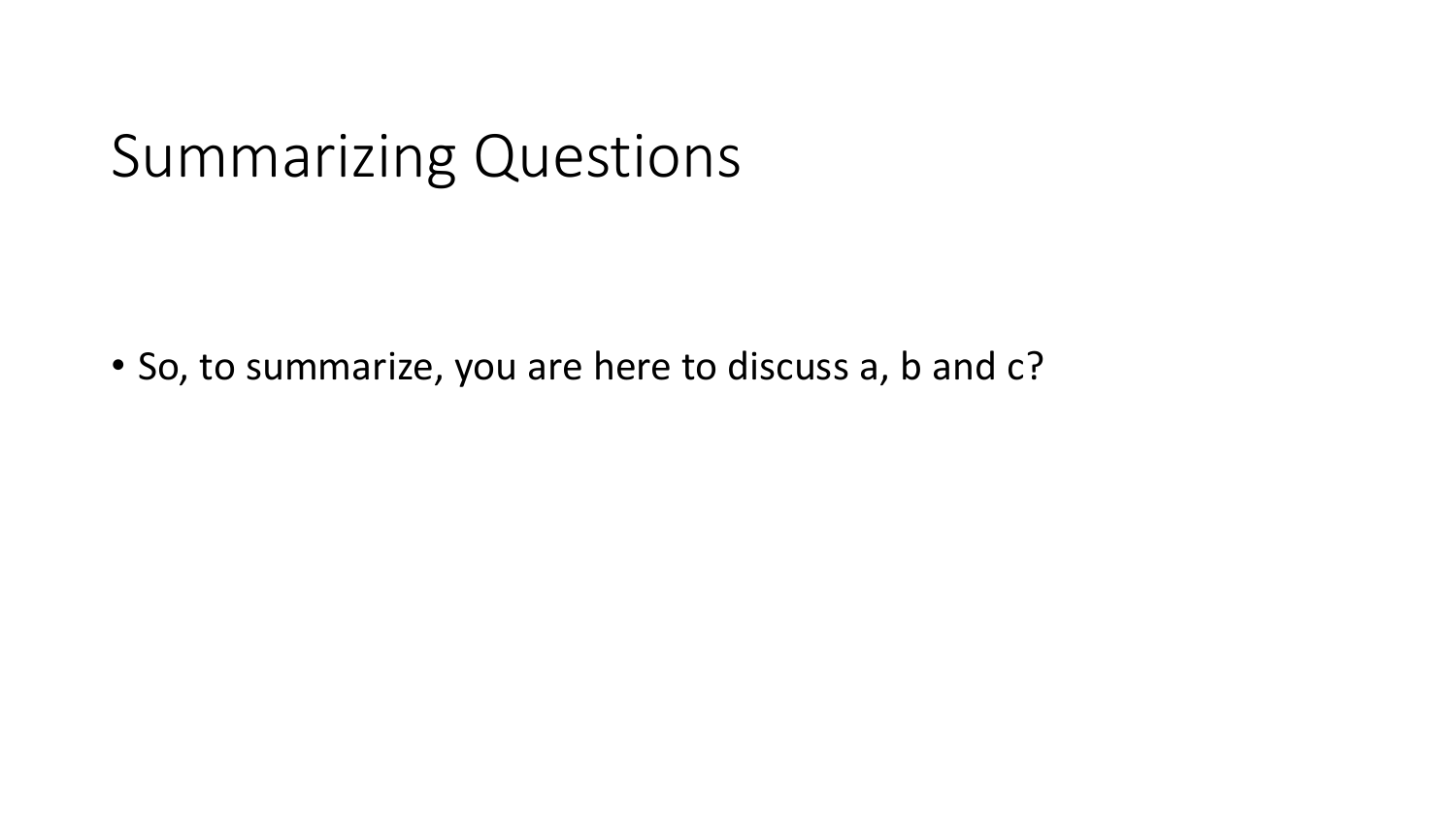# Summarizing Questions

- So, to summarize, you are here to discuss a, b and c?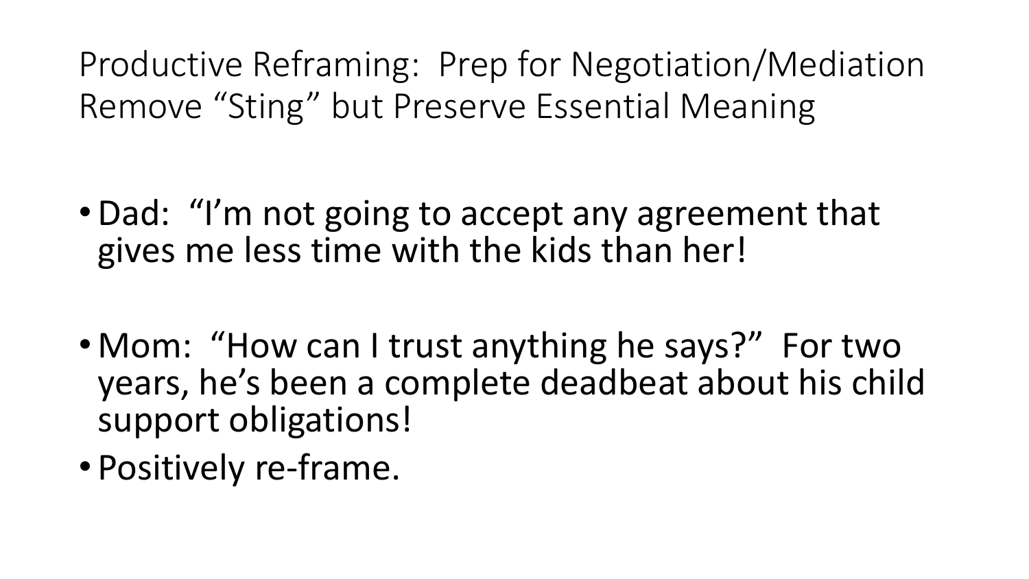# Productive Reframing: Prep for Negotiation/Mediation Remove "Sting" but Preserve Essential Meaning

- Dad: "I'm not going to accept any agreement that gives me less time with the kids than her!
- Mom: "How can I trust anything he says?" For two years, he's been a complete deadbeat about his child support obligations!
- Positively re-frame.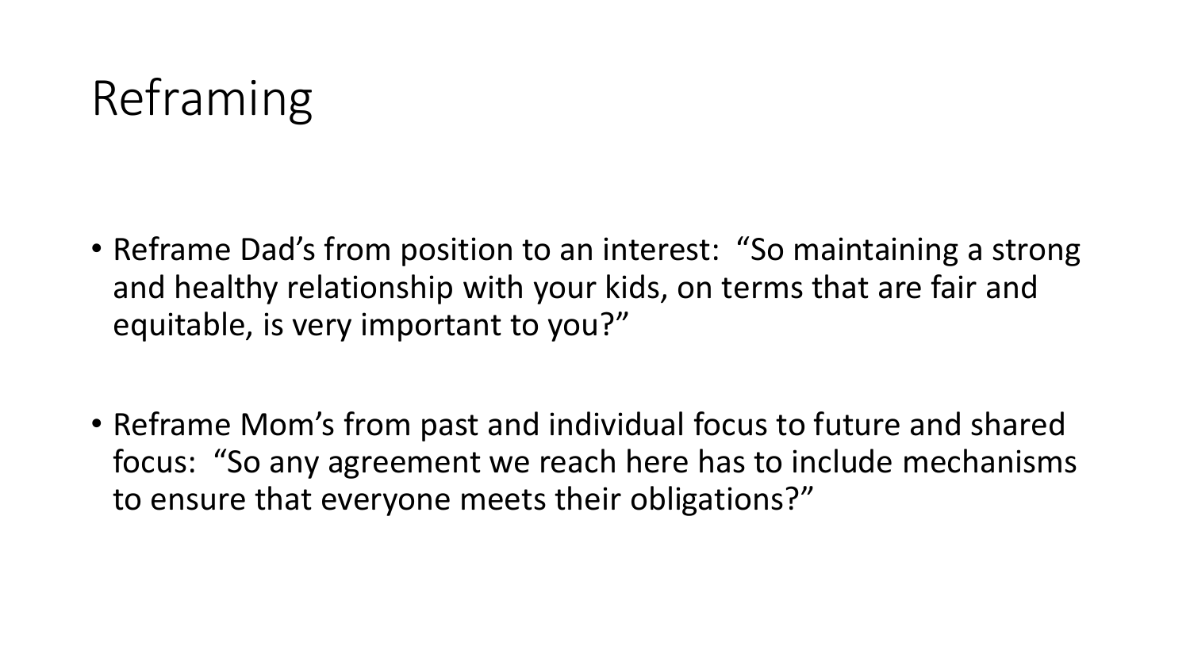# Reframing

- Reframe Dad's from position to an interest: "So maintaining a strong and healthy relationship with your kids, on terms that are fair and equitable, is very important to you?"

- Reframe Mom's from past and individual focus to future and shared focus: "So any agreement we reach here has to include mechanisms to ensure that everyone meets their obligations?"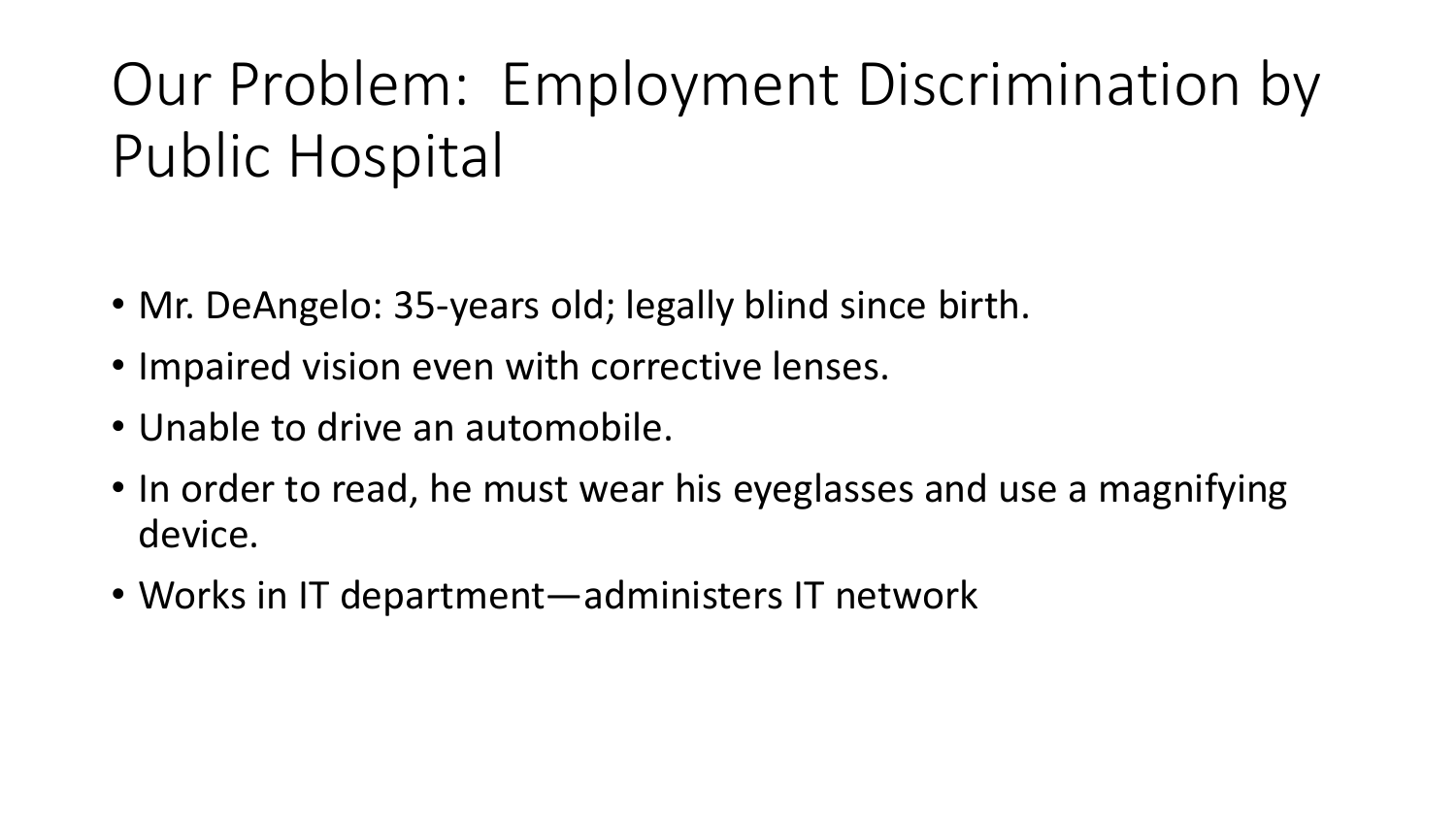# Our Problem: Employment Discrimination by Public Hospital

- Mr. DeAngelo: 35-years old; legally blind since birth.
- Impaired vision even with corrective lenses.
- Unable to drive an automobile.
- In order to read, he must wear his eyeglasses and use a magnifying device.
- Works in IT department—administers IT network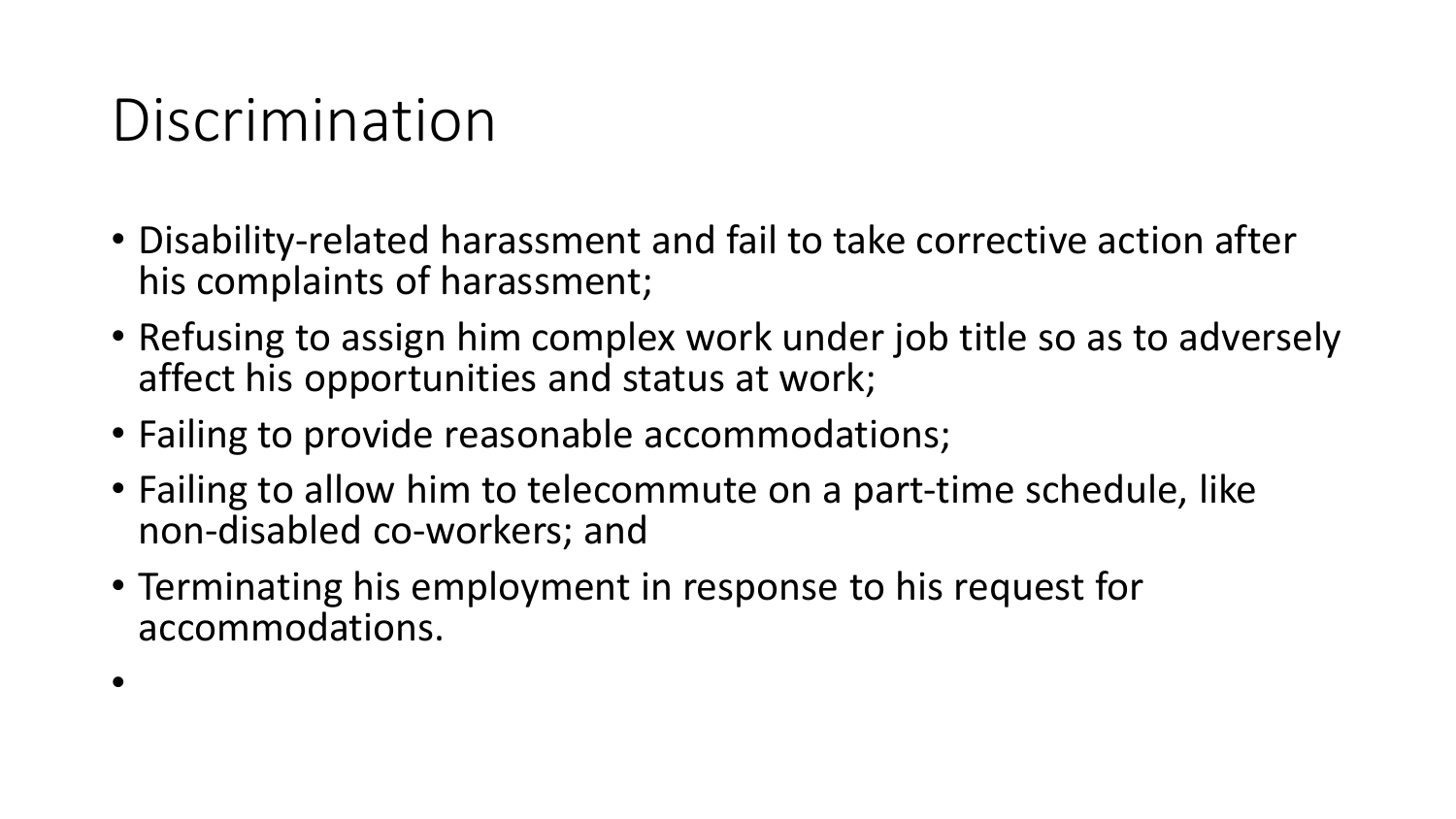# Discrimination

- Disability-related harassment and fail to take corrective action after his complaints of harassment;
- Refusing to assign him complex work under job title so as to adversely affect his opportunities and status at work;
- Failing to provide reasonable accommodations;
- Failing to allow him to telecommute on a part-time schedule, like non-disabled co-workers; and
- Terminating his employment in response to his request for accommodations.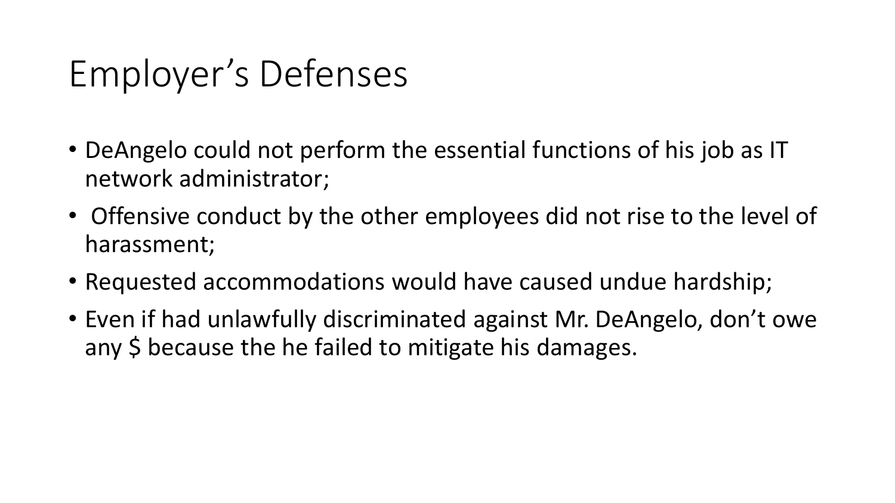# Employer’s Defenses

- DeAngelo could not perform the essential functions of his job as IT network administrator;
- Offensive conduct by the other employees did not rise to the level of harassment;
- Requested accommodations would have caused undue hardship;
- Even if had unlawfully discriminated against Mr. DeAngelo, don’t owe any $ because the he failed to mitigate his damages.